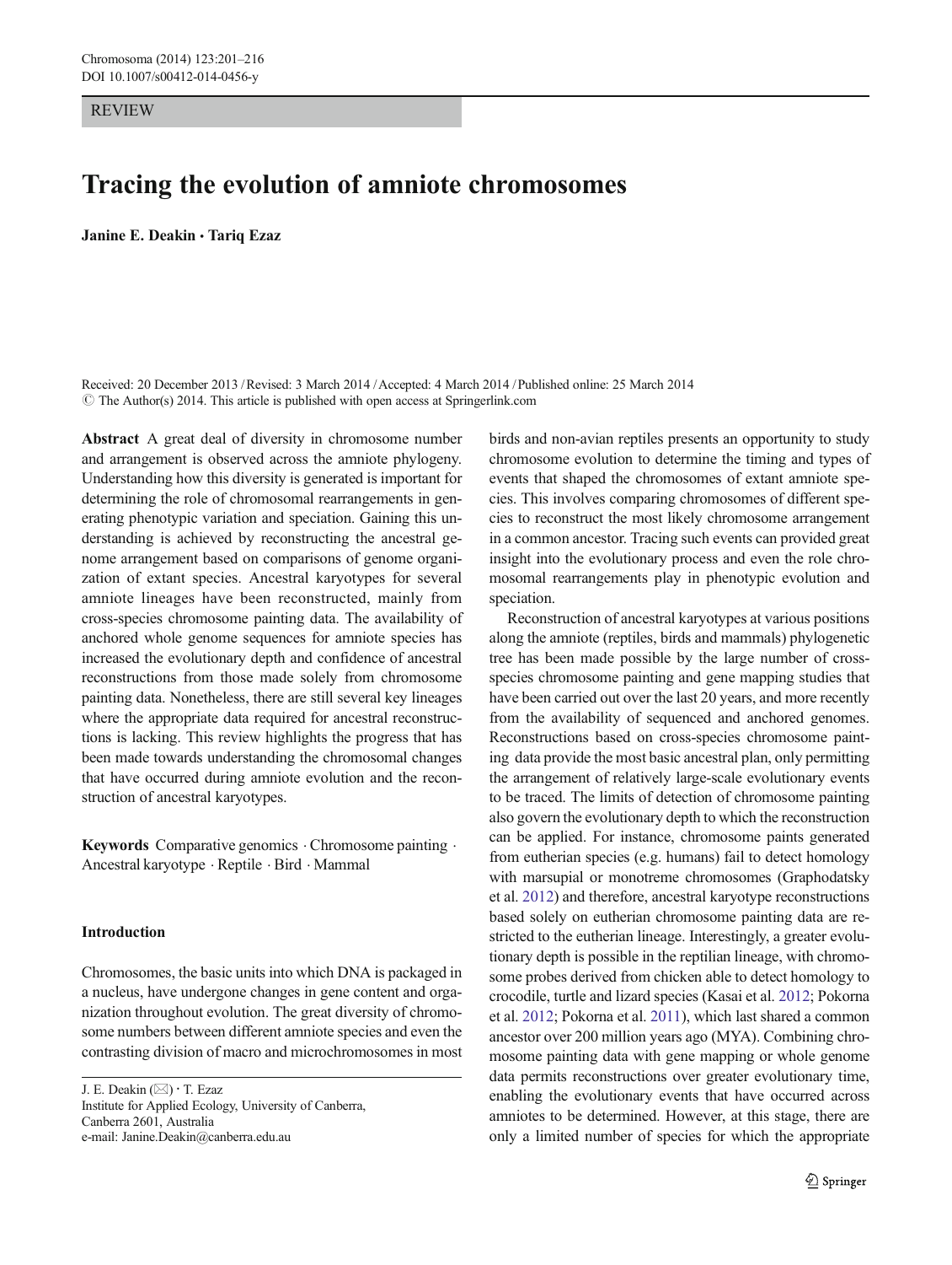REVIEW

# Tracing the evolution of amniote chromosomes

**Janine E. Deakin · Tariq Ezaz**

Received: 20 December 2013 / Revised: 3 March 2014 / Accepted: 4 March 2014 / Published online: 25 March 2014
© The Author(s) 2014. This article is published with open access at Springerlink.com

**Abstract** A great deal of diversity in chromosome number and arrangement is observed across the amniote phylogeny. Understanding how this diversity is generated is important for determining the role of chromosomal rearrangements in generating phenotypic variation and speciation. Gaining this understanding is achieved by reconstructing the ancestral genome arrangement based on comparisons of genome organization of extant species. Ancestral karyotypes for several amniote lineages have been reconstructed, mainly from cross-species chromosome painting data. The availability of anchored whole genome sequences for amniote species has increased the evolutionary depth and confidence of ancestral reconstructions from those made solely from chromosome painting data. Nonetheless, there are still several key lineages where the appropriate data required for ancestral reconstructions is lacking. This review highlights the progress that has been made towards understanding the chromosomal changes that have occurred during amniote evolution and the reconstruction of ancestral karyotypes.

**Keywords** Comparative genomics · Chromosome painting · Ancestral karyotype · Reptile · Bird · Mammal

## Introduction

Chromosomes, the basic units into which DNA is packaged in a nucleus, have undergone changes in gene content and organization throughout evolution. The great diversity of chromosome numbers between different amniote species and even the contrasting division of macro and microchromosomes in most birds and non-avian reptiles presents an opportunity to study chromosome evolution to determine the timing and types of events that shaped the chromosomes of extant amniote species. This involves comparing chromosomes of different species to reconstruct the most likely chromosome arrangement in a common ancestor. Tracing such events can provided great insight into the evolutionary process and even the role chromosomal rearrangements play in phenotypic evolution and speciation.

Reconstruction of ancestral karyotypes at various positions along the amniote (reptiles, birds and mammals) phylogenetic tree has been made possible by the large number of cross-species chromosome painting and gene mapping studies that have been carried out over the last 20 years, and more recently from the availability of sequenced and anchored genomes. Reconstructions based on cross-species chromosome painting data provide the most basic ancestral plan, only permitting the arrangement of relatively large-scale evolutionary events to be traced. The limits of detection of chromosome painting also govern the evolutionary depth to which the reconstruction can be applied. For instance, chromosome paints generated from eutherian species (e.g. humans) fail to detect homology with marsupial or monotreme chromosomes (Graphodatsky et al. 2012) and therefore, ancestral karyotype reconstructions based solely on eutherian chromosome painting data are restricted to the eutherian lineage. Interestingly, a greater evolutionary depth is possible in the reptilian lineage, with chromosome probes derived from chicken able to detect homology to crocodile, turtle and lizard species (Kasai et al. 2012; Pokorna et al. 2012; Pokorna et al. 2011), which last shared a common ancestor over 200 million years ago (MYA). Combining chromosome painting data with gene mapping or whole genome data permits reconstructions over greater evolutionary time, enabling the evolutionary events that have occurred across amniotes to be determined. However, at this stage, there are only a limited number of species for which the appropriate

J. E. Deakin (✉) · T. Ezaz
Institute for Applied Ecology, University of Canberra,
Canberra 2601, Australia
e-mail: Janine.Deakin@canberra.edu.au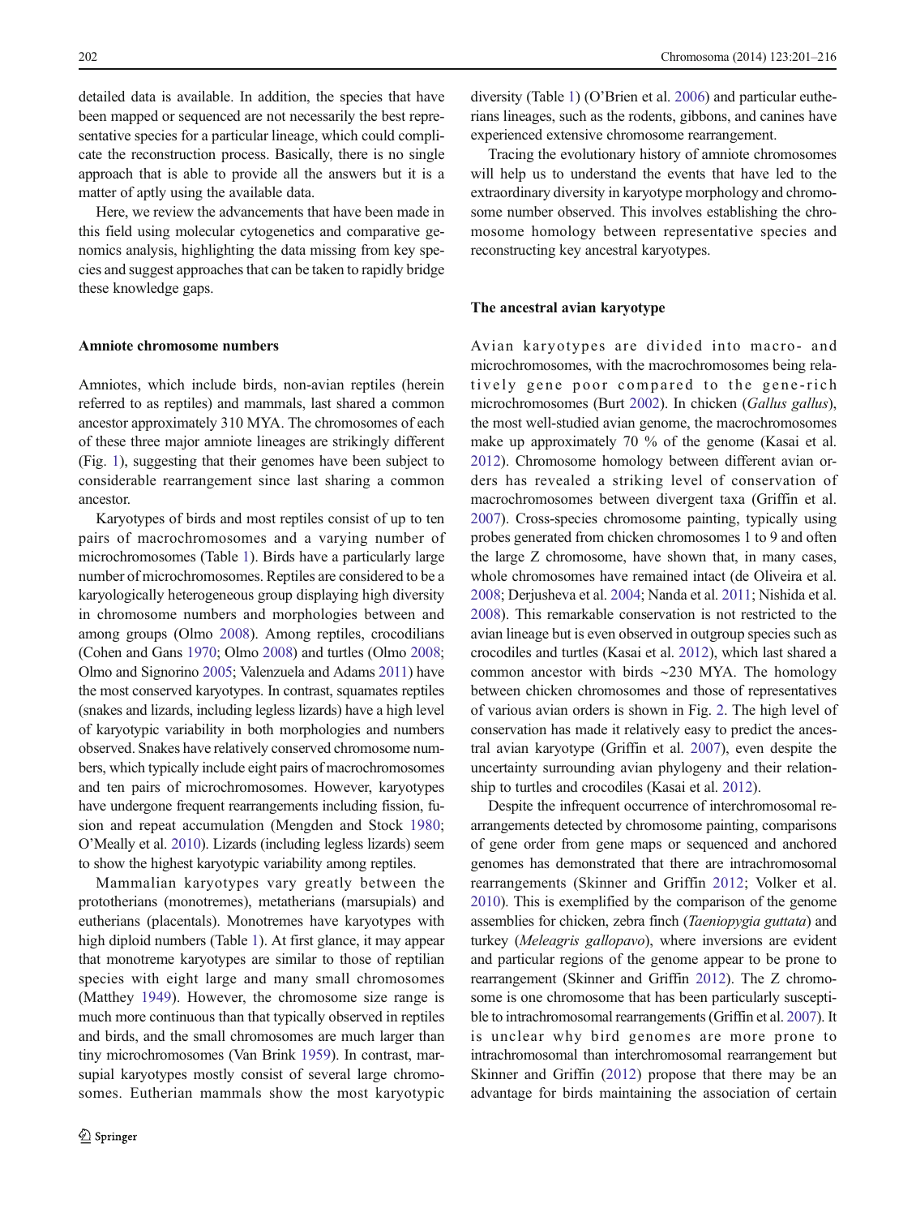detailed data is available. In addition, the species that have been mapped or sequenced are not necessarily the best representative species for a particular lineage, which could complicate the reconstruction process. Basically, there is no single approach that is able to provide all the answers but it is a matter of aptly using the available data.

Here, we review the advancements that have been made in this field using molecular cytogenetics and comparative genomics analysis, highlighting the data missing from key species and suggest approaches that can be taken to rapidly bridge these knowledge gaps.

## Amniote chromosome numbers

Amniotes, which include birds, non-avian reptiles (herein referred to as reptiles) and mammals, last shared a common ancestor approximately 310 MYA. The chromosomes of each of these three major amniote lineages are strikingly different (Fig. 1), suggesting that their genomes have been subject to considerable rearrangement since last sharing a common ancestor.

Karyotypes of birds and most reptiles consist of up to ten pairs of macrochromosomes and a varying number of microchromosomes (Table 1). Birds have a particularly large number of microchromosomes. Reptiles are considered to be a karyologically heterogeneous group displaying high diversity in chromosome numbers and morphologies between and among groups (Olmo 2008). Among reptiles, crocodilians (Cohen and Gans 1970; Olmo 2008) and turtles (Olmo 2008; Olmo and Signorino 2005; Valenzuela and Adams 2011) have the most conserved karyotypes. In contrast, squamates reptiles (snakes and lizards, including legless lizards) have a high level of karyotypic variability in both morphologies and numbers observed. Snakes have relatively conserved chromosome numbers, which typically include eight pairs of macrochromosomes and ten pairs of microchromosomes. However, karyotypes have undergone frequent rearrangements including fission, fusion and repeat accumulation (Mengden and Stock 1980; O'Meally et al. 2010). Lizards (including legless lizards) seem to show the highest karyotypic variability among reptiles.

Mammalian karyotypes vary greatly between the prototherians (monotremes), metatherians (marsupials) and eutherians (placentals). Monotremes have karyotypes with high diploid numbers (Table 1). At first glance, it may appear that monotreme karyotypes are similar to those of reptilian species with eight large and many small chromosomes (Matthey 1949). However, the chromosome size range is much more continuous than that typically observed in reptiles and birds, and the small chromosomes are much larger than tiny microchromosomes (Van Brink 1959). In contrast, marsupial karyotypes mostly consist of several large chromosomes. Eutherian mammals show the most karyotypic diversity (Table 1) (O'Brien et al. 2006) and particular eutherians lineages, such as the rodents, gibbons, and canines have experienced extensive chromosome rearrangement.

Tracing the evolutionary history of amniote chromosomes will help us to understand the events that have led to the extraordinary diversity in karyotype morphology and chromosome number observed. This involves establishing the chromosome homology between representative species and reconstructing key ancestral karyotypes.

## The ancestral avian karyotype

Avian karyotypes are divided into macro- and microchromosomes, with the macrochromosomes being relatively gene poor compared to the gene-rich microchromosomes (Burt 2002). In chicken (*Gallus gallus*), the most well-studied avian genome, the macrochromosomes make up approximately 70 % of the genome (Kasai et al. 2012). Chromosome homology between different avian orders has revealed a striking level of conservation of macrochromosomes between divergent taxa (Griffin et al. 2007). Cross-species chromosome painting, typically using probes generated from chicken chromosomes 1 to 9 and often the large Z chromosome, have shown that, in many cases, whole chromosomes have remained intact (de Oliveira et al. 2008; Derjusheva et al. 2004; Nanda et al. 2011; Nishida et al. 2008). This remarkable conservation is not restricted to the avian lineage but is even observed in outgroup species such as crocodiles and turtles (Kasai et al. 2012), which last shared a common ancestor with birds ~230 MYA. The homology between chicken chromosomes and those of representatives of various avian orders is shown in Fig. 2. The high level of conservation has made it relatively easy to predict the ancestral avian karyotype (Griffin et al. 2007), even despite the uncertainty surrounding avian phylogeny and their relationship to turtles and crocodiles (Kasai et al. 2012).

Despite the infrequent occurrence of interchromosomal rearrangements detected by chromosome painting, comparisons of gene order from gene maps or sequenced and anchored genomes has demonstrated that there are intrachromosomal rearrangements (Skinner and Griffin 2012; Volker et al. 2010). This is exemplified by the comparison of the genome assemblies for chicken, zebra finch (*Taeniopygia guttata*) and turkey (*Meleagris gallopavo*), where inversions are evident and particular regions of the genome appear to be prone to rearrangement (Skinner and Griffin 2012). The Z chromosome is one chromosome that has been particularly susceptible to intrachromosomal rearrangements (Griffin et al. 2007). It is unclear why bird genomes are more prone to intrachromosomal than interchromosomal rearrangement but Skinner and Griffin (2012) propose that there may be an advantage for birds maintaining the association of certain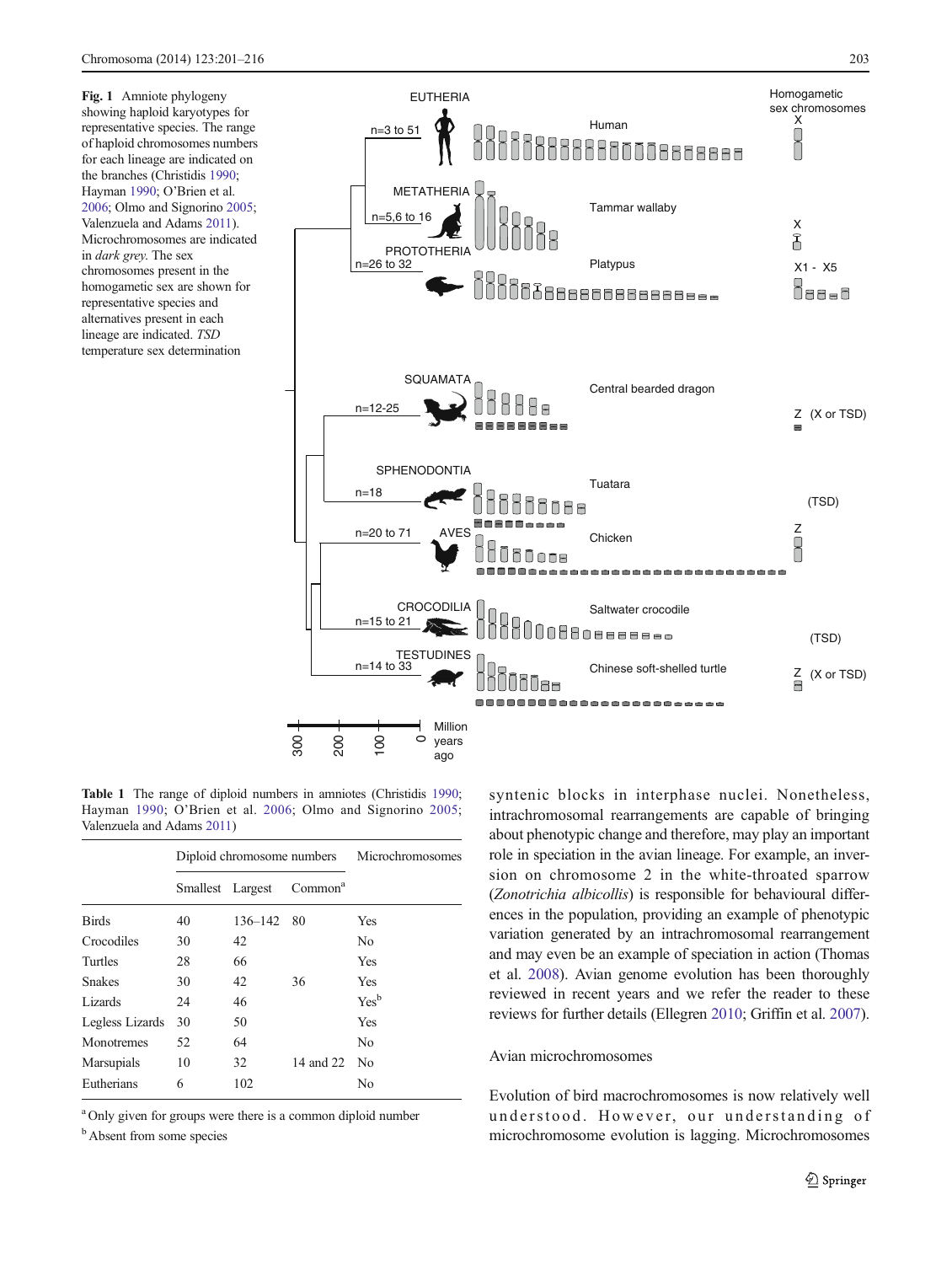**Fig. 1** Amniote phylogeny showing haploid karyotypes for representative species. The range of haploid chromosomes numbers for each lineage are indicated on the branches (Christidis 1990; Hayman 1990; O'Brien et al. 2006; Olmo and Signorino 2005; Valenzuela and Adams 2011). Microchromosomes are indicated in *dark grey*. The sex chromosomes present in the homogametic sex are shown for representative species and alternatives present in each lineage are indicated. *TSD* temperature sex determination

**Table 1** The range of diploid numbers in amniotes (Christidis 1990; Hayman 1990; O'Brien et al. 2006; Olmo and Signorino 2005; Valenzuela and Adams 2011)

| | Diploid chromosome numbers | | | Microchromosomes |
|---|---|---|---|---|
| | Smallest | Largest | Common[a] | |
| Birds | 40 | 136–142 | 80 | Yes |
| Crocodiles | 30 | 42 | | No |
| Turtles | 28 | 66 | | Yes |
| Snakes | 30 | 42 | 36 | Yes |
| Lizards | 24 | 46 | | Yes[b] |
| Legless Lizards | 30 | 50 | | Yes |
| Monotremes | 52 | 64 | | No |
| Marsupials | 10 | 32 | 14 and 22 | No |
| Eutherians | 6 | 102 | | No |

[a] Only given for groups were there is a common diploid number

[b] Absent from some species

syntenic blocks in interphase nuclei. Nonetheless, intrachromosomal rearrangements are capable of bringing about phenotypic change and therefore, may play an important role in speciation in the avian lineage. For example, an inversion on chromosome 2 in the white-throated sparrow (*Zonotrichia albicollis*) is responsible for behavioural differences in the population, providing an example of phenotypic variation generated by an intrachromosomal rearrangement and may even be an example of speciation in action (Thomas et al. 2008). Avian genome evolution has been thoroughly reviewed in recent years and we refer the reader to these reviews for further details (Ellegren 2010; Griffin et al. 2007).

## Avian microchromosomes

Evolution of bird macrochromosomes is now relatively well understood. However, our understanding of microchromosome evolution is lagging. Microchromosomes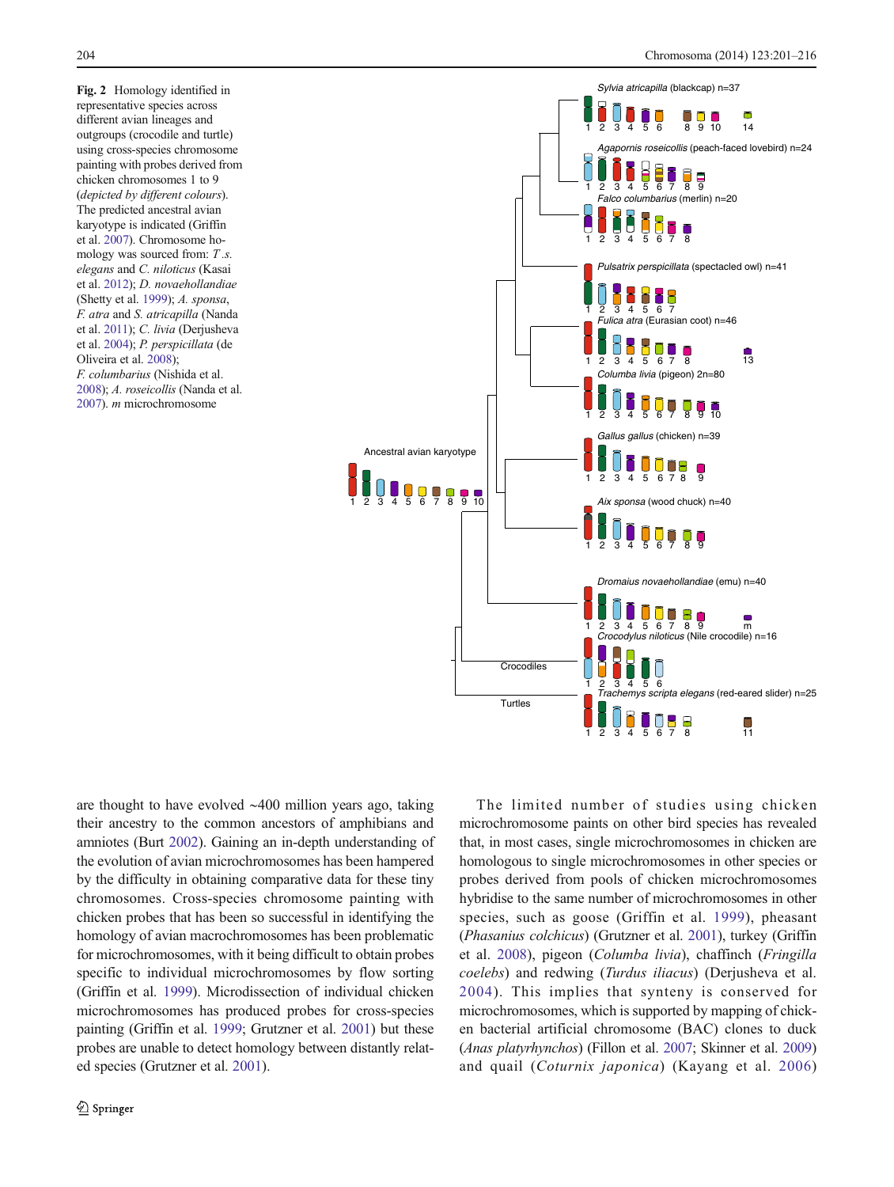**Fig. 2** Homology identified in representative species across different avian lineages and outgroups (crocodile and turtle) using cross-species chromosome painting with probes derived from chicken chromosomes 1 to 9 (*depicted by different colours*). The predicted ancestral avian karyotype is indicated (Griffin et al. 2007). Chromosome homology was sourced from: *T .s. elegans* and *C. niloticus* (Kasai et al. 2012); *D. novaehollandiae* (Shetty et al. 1999); *A. sponsa*, *F. atra* and *S. atricapilla* (Nanda et al. 2011); *C. livia* (Derjusheva et al. 2004); *P. perspicillata* (de Oliveira et al. 2008); *F. columbarius* (Nishida et al. 2008); *A. roseicollis* (Nanda et al. 2007). *m* microchromosome

are thought to have evolved ~400 million years ago, taking their ancestry to the common ancestors of amphibians and amniotes (Burt 2002). Gaining an in-depth understanding of the evolution of avian microchromosomes has been hampered by the difficulty in obtaining comparative data for these tiny chromosomes. Cross-species chromosome painting with chicken probes that has been so successful in identifying the homology of avian macrochromosomes has been problematic for microchromosomes, with it being difficult to obtain probes specific to individual microchromosomes by flow sorting (Griffin et al. 1999). Microdissection of individual chicken microchromosomes has produced probes for cross-species painting (Griffin et al. 1999; Grutzner et al. 2001) but these probes are unable to detect homology between distantly related species (Grutzner et al. 2001).

The limited number of studies using chicken microchromosome paints on other bird species has revealed that, in most cases, single microchromosomes in chicken are homologous to single microchromosomes in other species or probes derived from pools of chicken microchromosomes hybridise to the same number of microchromosomes in other species, such as goose (Griffin et al. 1999), pheasant (*Phasanius colchicus*) (Grutzner et al. 2001), turkey (Griffin et al. 2008), pigeon (*Columba livia*), chaffinch (*Fringilla coelebs*) and redwing (*Turdus iliacus*) (Derjusheva et al. 2004). This implies that synteny is conserved for microchromosomes, which is supported by mapping of chicken bacterial artificial chromosome (BAC) clones to duck (*Anas platyrhynchos*) (Fillon et al. 2007; Skinner et al. 2009) and quail (*Coturnix japonica*) (Kayang et al. 2006)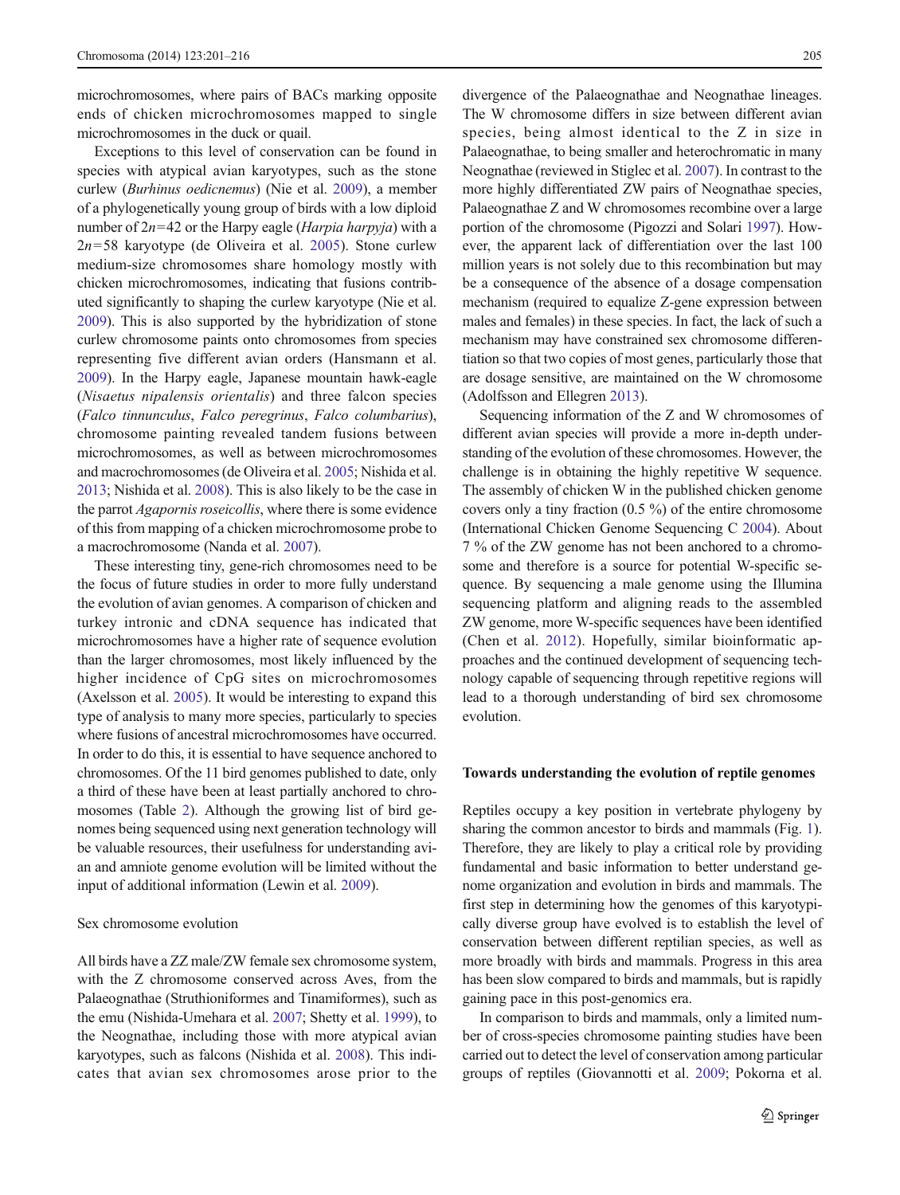microchromosomes, where pairs of BACs marking opposite ends of chicken microchromosomes mapped to single microchromosomes in the duck or quail.

Exceptions to this level of conservation can be found in species with atypical avian karyotypes, such as the stone curlew (*Burhinus oedicnemus*) (Nie et al. 2009), a member of a phylogenetically young group of birds with a low diploid number of $2n=42$ or the Harpy eagle (*Harpia harpyja*) with a $2n=58$ karyotype (de Oliveira et al. 2005). Stone curlew medium-size chromosomes share homology mostly with chicken microchromosomes, indicating that fusions contributed significantly to shaping the curlew karyotype (Nie et al. 2009). This is also supported by the hybridization of stone curlew chromosome paints onto chromosomes from species representing five different avian orders (Hansmann et al. 2009). In the Harpy eagle, Japanese mountain hawk-eagle (*Nisaetus nipalensis orientalis*) and three falcon species (*Falco tinnunculus*, *Falco peregrinus*, *Falco columbarius*), chromosome painting revealed tandem fusions between microchromosomes, as well as between microchromosomes and macrochromosomes (de Oliveira et al. 2005; Nishida et al. 2013; Nishida et al. 2008). This is also likely to be the case in the parrot *Agapornis roseicollis*, where there is some evidence of this from mapping of a chicken microchromosome probe to a macrochromosome (Nanda et al. 2007).

These interesting tiny, gene-rich chromosomes need to be the focus of future studies in order to more fully understand the evolution of avian genomes. A comparison of chicken and turkey intronic and cDNA sequence has indicated that microchromosomes have a higher rate of sequence evolution than the larger chromosomes, most likely influenced by the higher incidence of CpG sites on microchromosomes (Axelsson et al. 2005). It would be interesting to expand this type of analysis to many more species, particularly to species where fusions of ancestral microchromosomes have occurred. In order to do this, it is essential to have sequence anchored to chromosomes. Of the 11 bird genomes published to date, only a third of these have been at least partially anchored to chromosomes (Table 2). Although the growing list of bird genomes being sequenced using next generation technology will be valuable resources, their usefulness for understanding avian and amniote genome evolution will be limited without the input of additional information (Lewin et al. 2009).

### Sex chromosome evolution

All birds have a ZZ male/ZW female sex chromosome system, with the Z chromosome conserved across Aves, from the Palaeognathae (Struthioniformes and Tinamiformes), such as the emu (Nishida-Umehara et al. 2007; Shetty et al. 1999), to the Neognathae, including those with more atypical avian karyotypes, such as falcons (Nishida et al. 2008). This indicates that avian sex chromosomes arose prior to the divergence of the Palaeognathae and Neognathae lineages. The W chromosome differs in size between different avian species, being almost identical to the Z in size in Palaeognathae, to being smaller and heterochromatic in many Neognathae (reviewed in Stiglec et al. 2007). In contrast to the more highly differentiated ZW pairs of Neognathae species, Palaeognathae Z and W chromosomes recombine over a large portion of the chromosome (Pigozzi and Solari 1997). However, the apparent lack of differentiation over the last 100 million years is not solely due to this recombination but may be a consequence of the absence of a dosage compensation mechanism (required to equalize Z-gene expression between males and females) in these species. In fact, the lack of such a mechanism may have constrained sex chromosome differentiation so that two copies of most genes, particularly those that are dosage sensitive, are maintained on the W chromosome (Adolfsson and Ellegren 2013).

Sequencing information of the Z and W chromosomes of different avian species will provide a more in-depth understanding of the evolution of these chromosomes. However, the challenge is in obtaining the highly repetitive W sequence. The assembly of chicken W in the published chicken genome covers only a tiny fraction (0.5 %) of the entire chromosome (International Chicken Genome Sequencing C 2004). About 7 % of the ZW genome has not been anchored to a chromosome and therefore is a source for potential W-specific sequence. By sequencing a male genome using the Illumina sequencing platform and aligning reads to the assembled ZW genome, more W-specific sequences have been identified (Chen et al. 2012). Hopefully, similar bioinformatic approaches and the continued development of sequencing technology capable of sequencing through repetitive regions will lead to a thorough understanding of bird sex chromosome evolution.

## Towards understanding the evolution of reptile genomes

Reptiles occupy a key position in vertebrate phylogeny by sharing the common ancestor to birds and mammals (Fig. 1). Therefore, they are likely to play a critical role by providing fundamental and basic information to better understand genome organization and evolution in birds and mammals. The first step in determining how the genomes of this karyotypically diverse group have evolved is to establish the level of conservation between different reptilian species, as well as more broadly with birds and mammals. Progress in this area has been slow compared to birds and mammals, but is rapidly gaining pace in this post-genomics era.

In comparison to birds and mammals, only a limited number of cross-species chromosome painting studies have been carried out to detect the level of conservation among particular groups of reptiles (Giovannotti et al. 2009; Pokorna et al.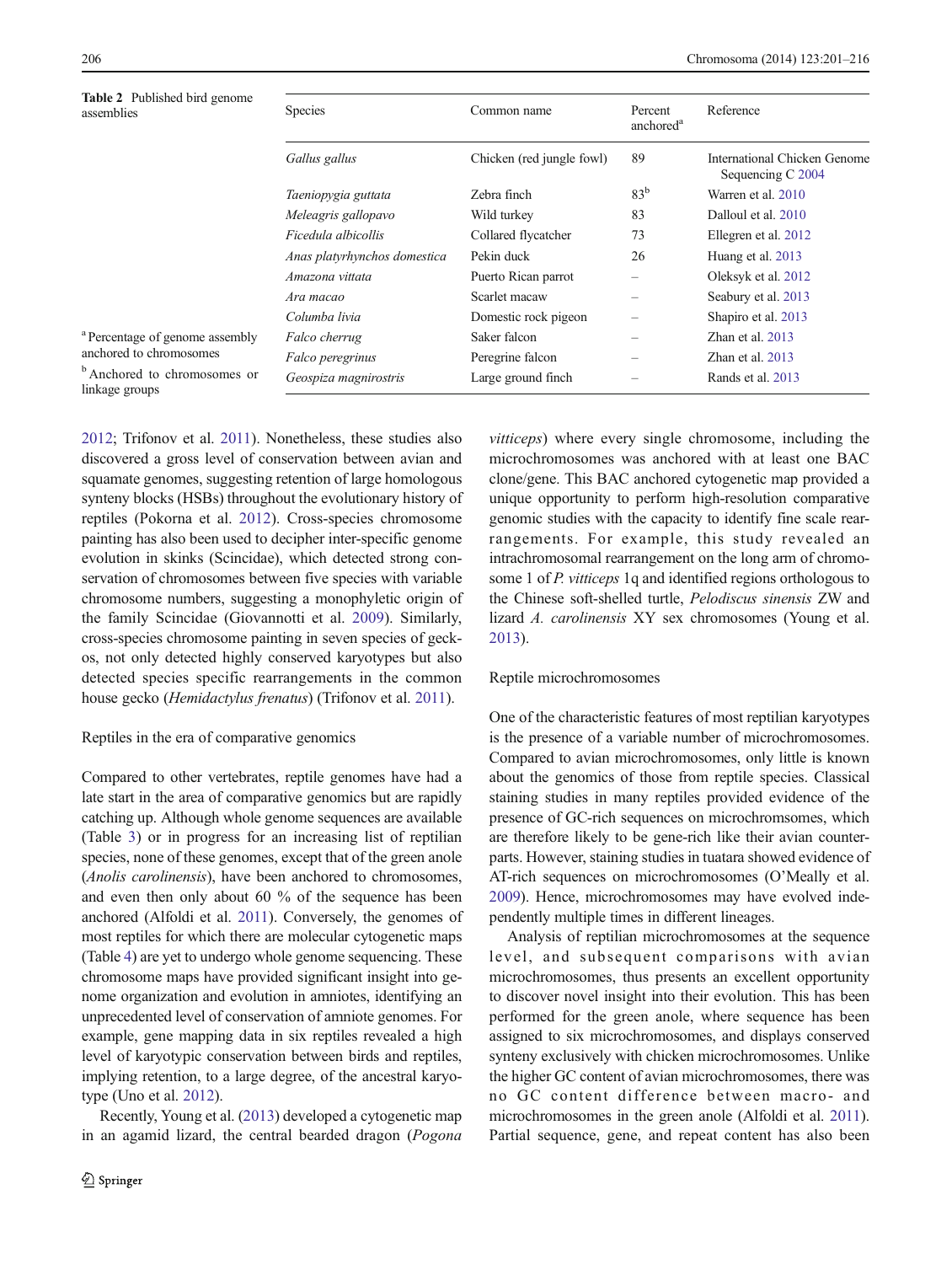**Table 2** Published bird genome assemblies

| Species | Common name | Percent anchored[a] | Reference |
|---|---|---|---|
| *Gallus gallus* | Chicken (red jungle fowl) | 89 | International Chicken Genome Sequencing C 2004 |
| *Taeniopygia guttata* | Zebra finch | 83[b] | Warren et al. 2010 |
| *Meleagris gallopavo* | Wild turkey | 83 | Dalloul et al. 2010 |
| *Ficedula albicollis* | Collared flycatcher | 73 | Ellegren et al. 2012 |
| *Anas platyrhynchos domestica* | Pekin duck | 26 | Huang et al. 2013 |
| *Amazona vittata* | Puerto Rican parrot | – | Oleksyk et al. 2012 |
| *Ara macao* | Scarlet macaw | – | Seabury et al. 2013 |
| *Columba livia* | Domestic rock pigeon | – | Shapiro et al. 2013 |
| *Falco cherrug* | Saker falcon | – | Zhan et al. 2013 |
| *Falco peregrinus* | Peregrine falcon | – | Zhan et al. 2013 |
| *Geospiza magnirostris* | Large ground finch | – | Rands et al. 2013 |

[a] Percentage of genome assembly anchored to chromosomes

[b] Anchored to chromosomes or linkage groups

2012; Trifonov et al. 2011). Nonetheless, these studies also discovered a gross level of conservation between avian and squamate genomes, suggesting retention of large homologous synteny blocks (HSBs) throughout the evolutionary history of reptiles (Pokorna et al. 2012). Cross-species chromosome painting has also been used to decipher inter-specific genome evolution in skinks (Scincidae), which detected strong conservation of chromosomes between five species with variable chromosome numbers, suggesting a monophyletic origin of the family Scincidae (Giovannotti et al. 2009). Similarly, cross-species chromosome painting in seven species of geckos, not only detected highly conserved karyotypes but also detected species specific rearrangements in the common house gecko (*Hemidactylus frenatus*) (Trifonov et al. 2011).

## Reptiles in the era of comparative genomics

Compared to other vertebrates, reptile genomes have had a late start in the area of comparative genomics but are rapidly catching up. Although whole genome sequences are available (Table 3) or in progress for an increasing list of reptilian species, none of these genomes, except that of the green anole (*Anolis carolinensis*), have been anchored to chromosomes, and even then only about 60 % of the sequence has been anchored (Alfoldi et al. 2011). Conversely, the genomes of most reptiles for which there are molecular cytogenetic maps (Table 4) are yet to undergo whole genome sequencing. These chromosome maps have provided significant insight into genome organization and evolution in amniotes, identifying an unprecedented level of conservation of amniote genomes. For example, gene mapping data in six reptiles revealed a high level of karyotypic conservation between birds and reptiles, implying retention, to a large degree, of the ancestral karyotype (Uno et al. 2012).

Recently, Young et al. (2013) developed a cytogenetic map in an agamid lizard, the central bearded dragon (*Pogona vitticeps*) where every single chromosome, including the microchromosomes was anchored with at least one BAC clone/gene. This BAC anchored cytogenetic map provided a unique opportunity to perform high-resolution comparative genomic studies with the capacity to identify fine scale rearrangements. For example, this study revealed an intrachromosomal rearrangement on the long arm of chromosome 1 of *P. vitticeps* 1q and identified regions orthologous to the Chinese soft-shelled turtle, *Pelodiscus sinensis* ZW and lizard *A. carolinensis* XY sex chromosomes (Young et al. 2013).

## Reptile microchromosomes

One of the characteristic features of most reptilian karyotypes is the presence of a variable number of microchromosomes. Compared to avian microchromosomes, only little is known about the genomics of those from reptile species. Classical staining studies in many reptiles provided evidence of the presence of GC-rich sequences on microchromsomes, which are therefore likely to be gene-rich like their avian counterparts. However, staining studies in tuatara showed evidence of AT-rich sequences on microchromosomes (O'Meally et al. 2009). Hence, microchromosomes may have evolved independently multiple times in different lineages.

Analysis of reptilian microchromosomes at the sequence level, and subsequent comparisons with avian microchromosomes, thus presents an excellent opportunity to discover novel insight into their evolution. This has been performed for the green anole, where sequence has been assigned to six microchromosomes, and displays conserved synteny exclusively with chicken microchromosomes. Unlike the higher GC content of avian microchromosomes, there was no GC content difference between macro- and microchromosomes in the green anole (Alfoldi et al. 2011). Partial sequence, gene, and repeat content has also been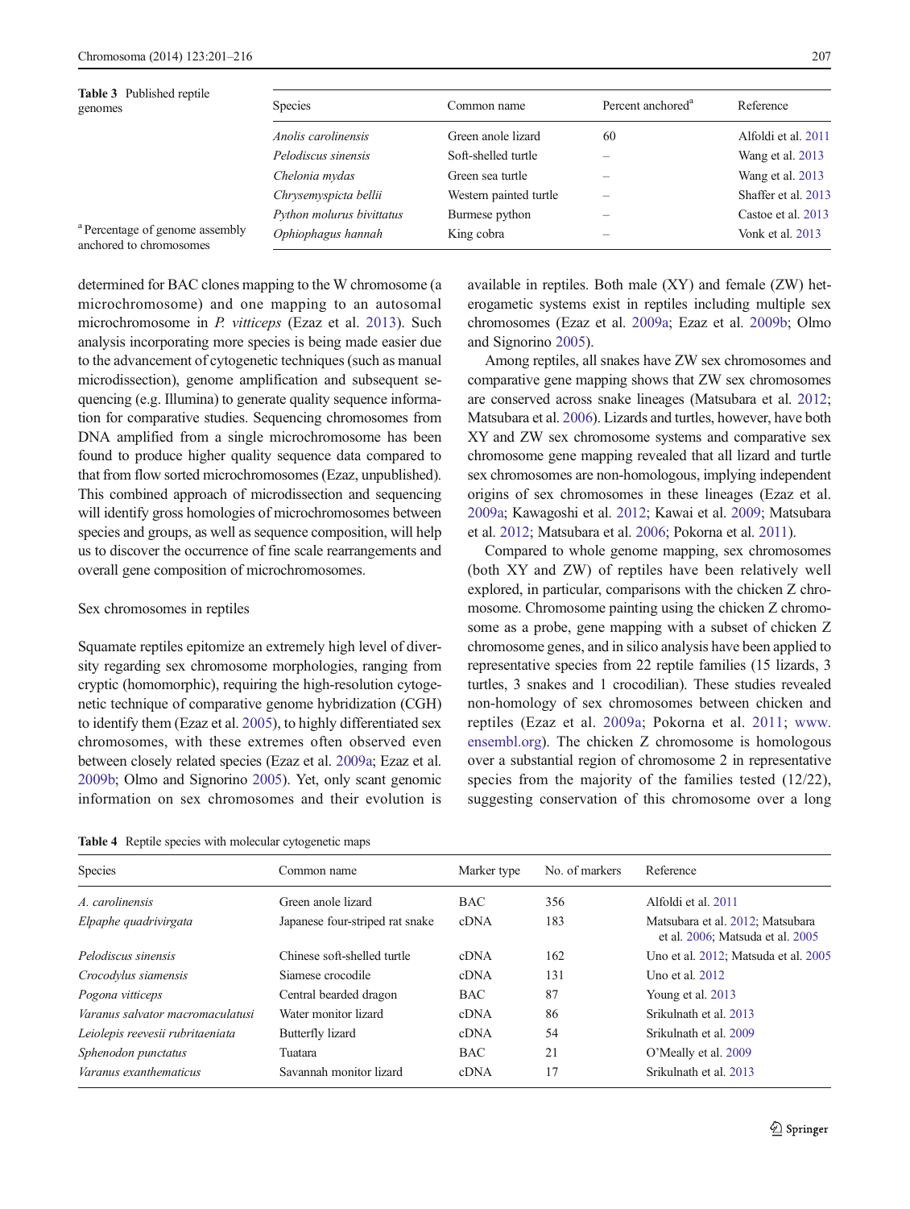Table 3 Published reptile genomes

| Species | Common name | Percent anchored[a] | Reference |
|---|---|---|---|
| *Anolis carolinensis* | Green anole lizard | 60 | Alfoldi et al. 2011 |
| *Pelodiscus sinensis* | Soft-shelled turtle | – | Wang et al. 2013 |
| *Chelonia mydas* | Green sea turtle | – | Wang et al. 2013 |
| *Chrysemyspicta bellii* | Western painted turtle | – | Shaffer et al. 2013 |
| *Python molurus bivittatus* | Burmese python | – | Castoe et al. 2013 |
| *Ophiophagus hannah* | King cobra | – | Vonk et al. 2013 |

[a] Percentage of genome assembly anchored to chromosomes

determined for BAC clones mapping to the W chromosome (a microchromosome) and one mapping to an autosomal microchromosome in *P. vitticeps* (Ezaz et al. 2013). Such analysis incorporating more species is being made easier due to the advancement of cytogenetic techniques (such as manual microdissection), genome amplification and subsequent sequencing (e.g. Illumina) to generate quality sequence information for comparative studies. Sequencing chromosomes from DNA amplified from a single microchromosome has been found to produce higher quality sequence data compared to that from flow sorted microchromosomes (Ezaz, unpublished). This combined approach of microdissection and sequencing will identify gross homologies of microchromosomes between species and groups, as well as sequence composition, will help us to discover the occurrence of fine scale rearrangements and overall gene composition of microchromosomes.

## Sex chromosomes in reptiles

Squamate reptiles epitomize an extremely high level of diversity regarding sex chromosome morphologies, ranging from cryptic (homomorphic), requiring the high-resolution cytogenetic technique of comparative genome hybridization (CGH) to identify them (Ezaz et al. 2005), to highly differentiated sex chromosomes, with these extremes often observed even between closely related species (Ezaz et al. 2009a; Ezaz et al. 2009b; Olmo and Signorino 2005). Yet, only scant genomic information on sex chromosomes and their evolution is available in reptiles. Both male (XY) and female (ZW) heterogametic systems exist in reptiles including multiple sex chromosomes (Ezaz et al. 2009a; Ezaz et al. 2009b; Olmo and Signorino 2005).

Among reptiles, all snakes have ZW sex chromosomes and comparative gene mapping shows that ZW sex chromosomes are conserved across snake lineages (Matsubara et al. 2012; Matsubara et al. 2006). Lizards and turtles, however, have both XY and ZW sex chromosome systems and comparative sex chromosome gene mapping revealed that all lizard and turtle sex chromosomes are non-homologous, implying independent origins of sex chromosomes in these lineages (Ezaz et al. 2009a; Kawagoshi et al. 2012; Kawai et al. 2009; Matsubara et al. 2012; Matsubara et al. 2006; Pokorna et al. 2011).

Compared to whole genome mapping, sex chromosomes (both XY and ZW) of reptiles have been relatively well explored, in particular, comparisons with the chicken Z chromosome. Chromosome painting using the chicken Z chromosome as a probe, gene mapping with a subset of chicken Z chromosome genes, and in silico analysis have been applied to representative species from 22 reptile families (15 lizards, 3 turtles, 3 snakes and 1 crocodilian). These studies revealed non-homology of sex chromosomes between chicken and reptiles (Ezaz et al. 2009a; Pokorna et al. 2011; www.ensembl.org). The chicken Z chromosome is homologous over a substantial region of chromosome 2 in representative species from the majority of the families tested (12/22), suggesting conservation of this chromosome over a long

Table 4 Reptile species with molecular cytogenetic maps

| Species | Common name | Marker type | No. of markers | Reference |
|---|---|---|---|---|
| *A. carolinensis* | Green anole lizard | BAC | 356 | Alfoldi et al. 2011 |
| *Elpaphe quadrivirgata* | Japanese four-striped rat snake | cDNA | 183 | Matsubara et al. 2012; Matsubara et al. 2006; Matsuda et al. 2005 |
| *Pelodiscus sinensis* | Chinese soft-shelled turtle | cDNA | 162 | Uno et al. 2012; Matsuda et al. 2005 |
| *Crocodylus siamensis* | Siamese crocodile | cDNA | 131 | Uno et al. 2012 |
| *Pogona vitticeps* | Central bearded dragon | BAC | 87 | Young et al. 2013 |
| *Varanus salvator macromaculatusi* | Water monitor lizard | cDNA | 86 | Srikulnath et al. 2013 |
| *Leiolepis reevesii rubritaeniata* | Butterfly lizard | cDNA | 54 | Srikulnath et al. 2009 |
| *Sphenodon punctatus* | Tuatara | BAC | 21 | O'Meally et al. 2009 |
| *Varanus exanthematicus* | Savannah monitor lizard | cDNA | 17 | Srikulnath et al. 2013 |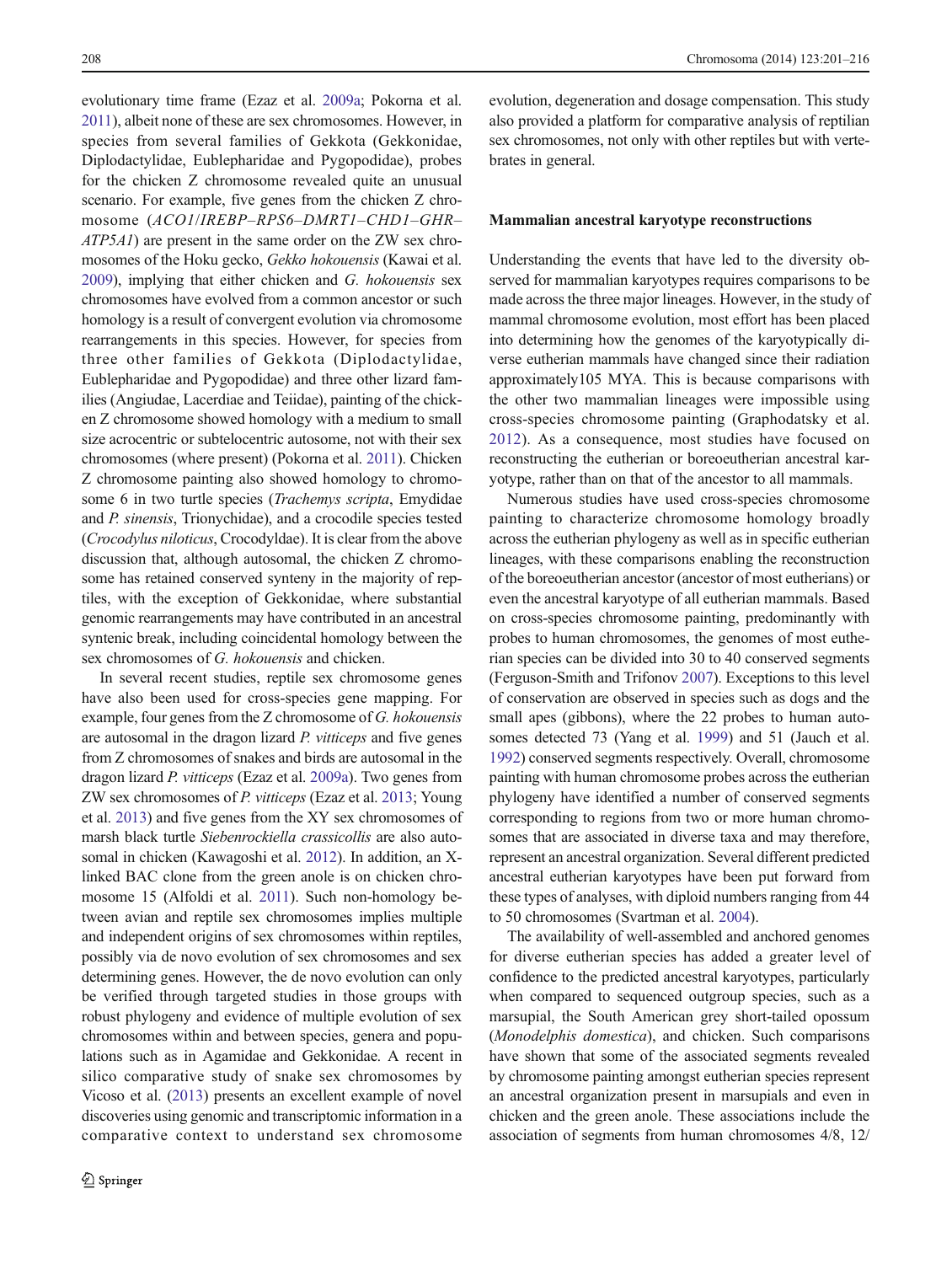evolutionary time frame (Ezaz et al. 2009a; Pokorna et al. 2011), albeit none of these are sex chromosomes. However, in species from several families of Gekkota (Gekkonidae, Diplodactylidae, Eublepharidae and Pygopodidae), probes for the chicken Z chromosome revealed quite an unusual scenario. For example, five genes from the chicken Z chromosome (*ACO1/IREBP–RPS6–DMRT1–CHD1–GHR–ATP5A1*) are present in the same order on the ZW sex chromosomes of the Hoku gecko, *Gekko hokouensis* (Kawai et al. 2009), implying that either chicken and *G. hokouensis* sex chromosomes have evolved from a common ancestor or such homology is a result of convergent evolution via chromosome rearrangements in this species. However, for species from three other families of Gekkota (Diplodactylidae, Eublepharidae and Pygopodidae) and three other lizard families (Angiudae, Lacerdiae and Teiidae), painting of the chicken Z chromosome showed homology with a medium to small size acrocentric or subtelocentric autosome, not with their sex chromosomes (where present) (Pokorna et al. 2011). Chicken Z chromosome painting also showed homology to chromosome 6 in two turtle species (*Trachemys scripta*, Emydidae and *P. sinensis*, Trionychidae), and a crocodile species tested (*Crocodylus niloticus*, Crocodyldae). It is clear from the above discussion that, although autosomal, the chicken Z chromosome has retained conserved synteny in the majority of reptiles, with the exception of Gekkonidae, where substantial genomic rearrangements may have contributed in an ancestral syntenic break, including coincidental homology between the sex chromosomes of *G. hokouensis* and chicken.

In several recent studies, reptile sex chromosome genes have also been used for cross-species gene mapping. For example, four genes from the Z chromosome of *G. hokouensis* are autosomal in the dragon lizard *P. vitticeps* and five genes from Z chromosomes of snakes and birds are autosomal in the dragon lizard *P. vitticeps* (Ezaz et al. 2009a). Two genes from ZW sex chromosomes of *P. vitticeps* (Ezaz et al. 2013; Young et al. 2013) and five genes from the XY sex chromosomes of marsh black turtle *Siebenrockiella crassicollis* are also autosomal in chicken (Kawagoshi et al. 2012). In addition, an X-linked BAC clone from the green anole is on chicken chromosome 15 (Alfoldi et al. 2011). Such non-homology between avian and reptile sex chromosomes implies multiple and independent origins of sex chromosomes within reptiles, possibly via de novo evolution of sex chromosomes and sex determining genes. However, the de novo evolution can only be verified through targeted studies in those groups with robust phylogeny and evidence of multiple evolution of sex chromosomes within and between species, genera and populations such as in Agamidae and Gekkonidae. A recent in silico comparative study of snake sex chromosomes by Vicoso et al. (2013) presents an excellent example of novel discoveries using genomic and transcriptomic information in a comparative context to understand sex chromosome evolution, degeneration and dosage compensation. This study also provided a platform for comparative analysis of reptilian sex chromosomes, not only with other reptiles but with vertebrates in general.

## Mammalian ancestral karyotype reconstructions

Understanding the events that have led to the diversity observed for mammalian karyotypes requires comparisons to be made across the three major lineages. However, in the study of mammal chromosome evolution, most effort has been placed into determining how the genomes of the karyotypically diverse eutherian mammals have changed since their radiation approximately105 MYA. This is because comparisons with the other two mammalian lineages were impossible using cross-species chromosome painting (Graphodatsky et al. 2012). As a consequence, most studies have focused on reconstructing the eutherian or boreoeutherian ancestral karyotype, rather than on that of the ancestor to all mammals.

Numerous studies have used cross-species chromosome painting to characterize chromosome homology broadly across the eutherian phylogeny as well as in specific eutherian lineages, with these comparisons enabling the reconstruction of the boreoeutherian ancestor (ancestor of most eutherians) or even the ancestral karyotype of all eutherian mammals. Based on cross-species chromosome painting, predominantly with probes to human chromosomes, the genomes of most eutherian species can be divided into 30 to 40 conserved segments (Ferguson-Smith and Trifonov 2007). Exceptions to this level of conservation are observed in species such as dogs and the small apes (gibbons), where the 22 probes to human autosomes detected 73 (Yang et al. 1999) and 51 (Jauch et al. 1992) conserved segments respectively. Overall, chromosome painting with human chromosome probes across the eutherian phylogeny have identified a number of conserved segments corresponding to regions from two or more human chromosomes that are associated in diverse taxa and may therefore, represent an ancestral organization. Several different predicted ancestral eutherian karyotypes have been put forward from these types of analyses, with diploid numbers ranging from 44 to 50 chromosomes (Svartman et al. 2004).

The availability of well-assembled and anchored genomes for diverse eutherian species has added a greater level of confidence to the predicted ancestral karyotypes, particularly when compared to sequenced outgroup species, such as a marsupial, the South American grey short-tailed opossum (*Monodelphis domestica*), and chicken. Such comparisons have shown that some of the associated segments revealed by chromosome painting amongst eutherian species represent an ancestral organization present in marsupials and even in chicken and the green anole. These associations include the association of segments from human chromosomes 4/8, 12/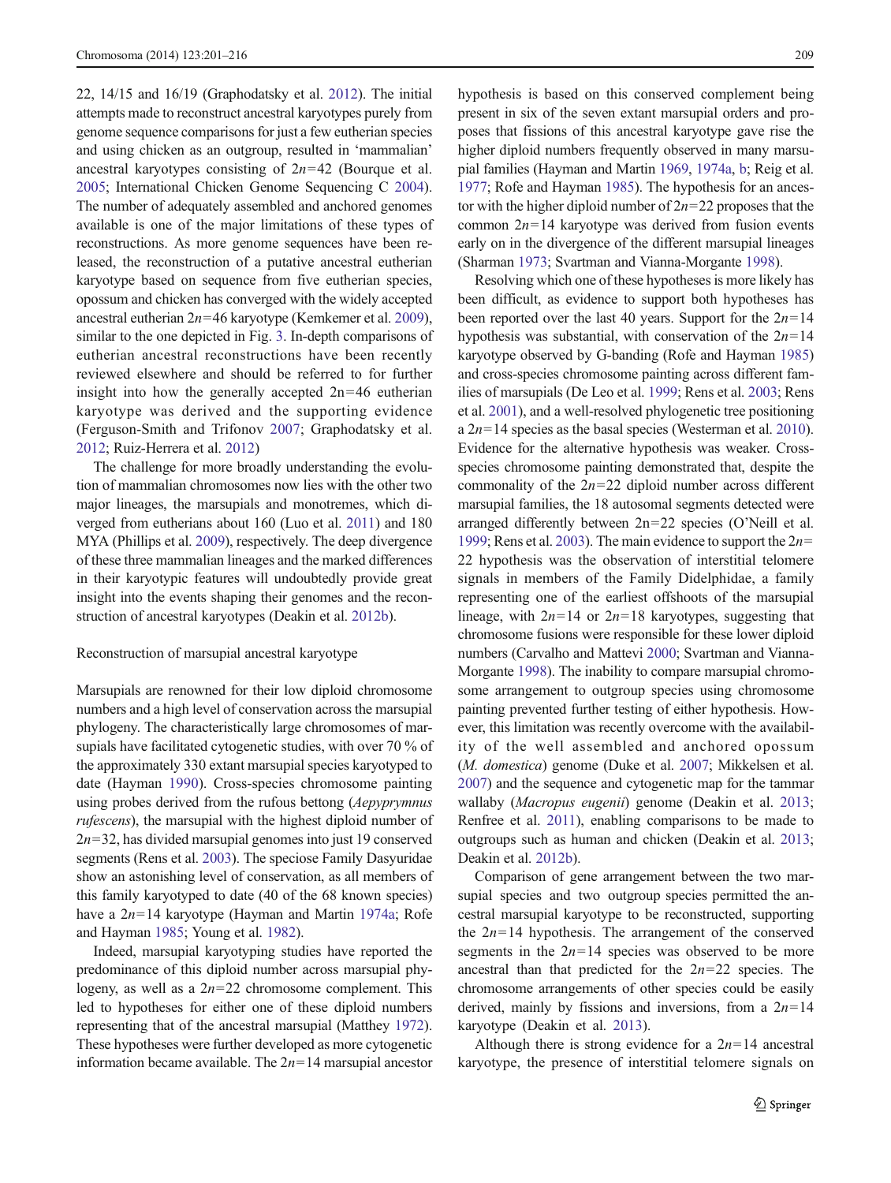22, 14/15 and 16/19 (Graphodatsky et al. 2012). The initial attempts made to reconstruct ancestral karyotypes purely from genome sequence comparisons for just a few eutherian species and using chicken as an outgroup, resulted in 'mammalian' ancestral karyotypes consisting of $2n=42$ (Bourque et al. 2005; International Chicken Genome Sequencing C 2004). The number of adequately assembled and anchored genomes available is one of the major limitations of these types of reconstructions. As more genome sequences have been released, the reconstruction of a putative ancestral eutherian karyotype based on sequence from five eutherian species, opossum and chicken has converged with the widely accepted ancestral eutherian $2n=46$ karyotype (Kemkemer et al. 2009), similar to the one depicted in Fig. 3. In-depth comparisons of eutherian ancestral reconstructions have been recently reviewed elsewhere and should be referred to for further insight into how the generally accepted $2n=46$ eutherian karyotype was derived and the supporting evidence (Ferguson-Smith and Trifonov 2007; Graphodatsky et al. 2012; Ruiz-Herrera et al. 2012)

The challenge for more broadly understanding the evolution of mammalian chromosomes now lies with the other two major lineages, the marsupials and monotremes, which diverged from eutherians about 160 (Luo et al. 2011) and 180 MYA (Phillips et al. 2009), respectively. The deep divergence of these three mammalian lineages and the marked differences in their karyotypic features will undoubtedly provide great insight into the events shaping their genomes and the reconstruction of ancestral karyotypes (Deakin et al. 2012b).

## Reconstruction of marsupial ancestral karyotype

Marsupials are renowned for their low diploid chromosome numbers and a high level of conservation across the marsupial phylogeny. The characteristically large chromosomes of marsupials have facilitated cytogenetic studies, with over 70 % of the approximately 330 extant marsupial species karyotyped to date (Hayman 1990). Cross-species chromosome painting using probes derived from the rufous bettong (*Aepyprymnus rufescens*), the marsupial with the highest diploid number of $2n=32$, has divided marsupial genomes into just 19 conserved segments (Rens et al. 2003). The speciose Family Dasyuridae show an astonishing level of conservation, as all members of this family karyotyped to date (40 of the 68 known species) have a $2n=14$ karyotype (Hayman and Martin 1974a; Rofe and Hayman 1985; Young et al. 1982).

Indeed, marsupial karyotyping studies have reported the predominance of this diploid number across marsupial phylogeny, as well as a $2n=22$ chromosome complement. This led to hypotheses for either one of these diploid numbers representing that of the ancestral marsupial (Matthey 1972). These hypotheses were further developed as more cytogenetic information became available. The $2n=14$ marsupial ancestor hypothesis is based on this conserved complement being present in six of the seven extant marsupial orders and proposes that fissions of this ancestral karyotype gave rise the higher diploid numbers frequently observed in many marsupial families (Hayman and Martin 1969, 1974a, b; Reig et al. 1977; Rofe and Hayman 1985). The hypothesis for an ancestor with the higher diploid number of $2n=22$ proposes that the common $2n=14$ karyotype was derived from fusion events early on in the divergence of the different marsupial lineages (Sharman 1973; Svartman and Vianna-Morgante 1998).

Resolving which one of these hypotheses is more likely has been difficult, as evidence to support both hypotheses has been reported over the last 40 years. Support for the $2n=14$ hypothesis was substantial, with conservation of the $2n=14$ karyotype observed by G-banding (Rofe and Hayman 1985) and cross-species chromosome painting across different families of marsupials (De Leo et al. 1999; Rens et al. 2003; Rens et al. 2001), and a well-resolved phylogenetic tree positioning a $2n=14$ species as the basal species (Westerman et al. 2010). Evidence for the alternative hypothesis was weaker. Cross-species chromosome painting demonstrated that, despite the commonality of the $2n=22$ diploid number across different marsupial families, the 18 autosomal segments detected were arranged differently between $2n=22$ species (O'Neill et al. 1999; Rens et al. 2003). The main evidence to support the $2n=22$ hypothesis was the observation of interstitial telomere signals in members of the Family Didelphidae, a family representing one of the earliest offshoots of the marsupial lineage, with $2n=14$ or $2n=18$ karyotypes, suggesting that chromosome fusions were responsible for these lower diploid numbers (Carvalho and Mattevi 2000; Svartman and Vianna-Morgante 1998). The inability to compare marsupial chromosome arrangement to outgroup species using chromosome painting prevented further testing of either hypothesis. However, this limitation was recently overcome with the availability of the well assembled and anchored opossum (*M. domestica*) genome (Duke et al. 2007; Mikkelsen et al. 2007) and the sequence and cytogenetic map for the tammar wallaby (*Macropus eugenii*) genome (Deakin et al. 2013; Renfree et al. 2011), enabling comparisons to be made to outgroups such as human and chicken (Deakin et al. 2013; Deakin et al. 2012b).

Comparison of gene arrangement between the two marsupial species and two outgroup species permitted the ancestral marsupial karyotype to be reconstructed, supporting the $2n=14$ hypothesis. The arrangement of the conserved segments in the $2n=14$ species was observed to be more ancestral than that predicted for the $2n=22$ species. The chromosome arrangements of other species could be easily derived, mainly by fissions and inversions, from a $2n=14$ karyotype (Deakin et al. 2013).

Although there is strong evidence for a $2n=14$ ancestral karyotype, the presence of interstitial telomere signals on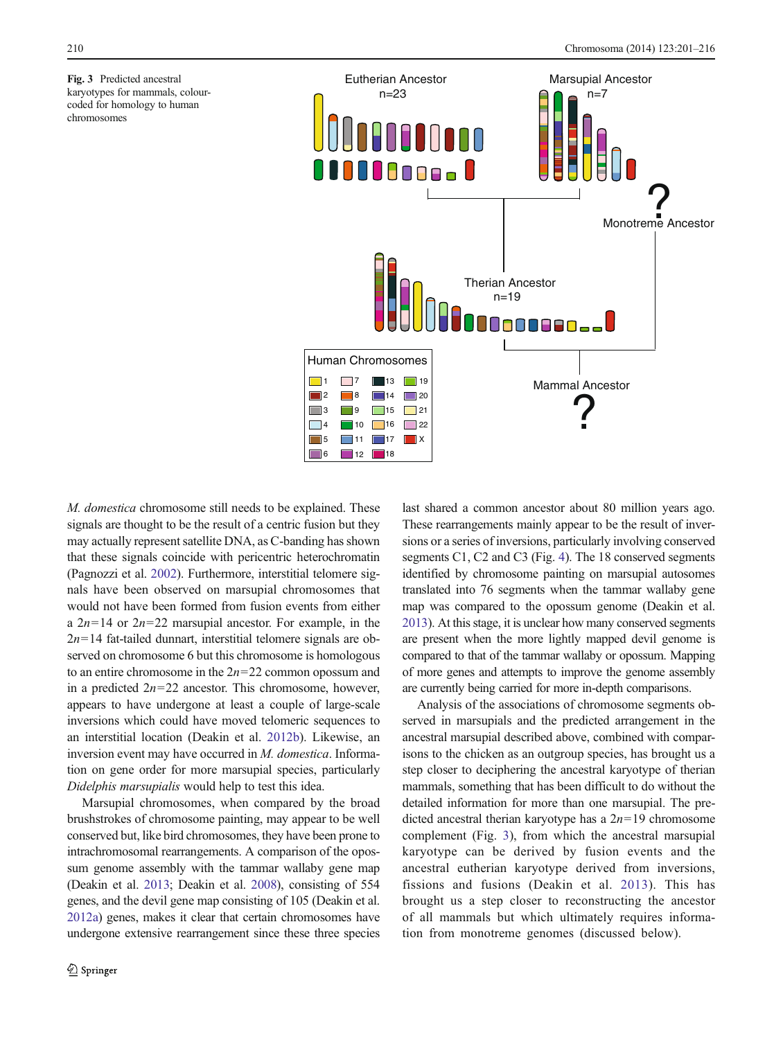Fig. 3 Predicted ancestral karyotypes for mammals, colour-coded for homology to human chromosomes

*M. domestica* chromosome still needs to be explained. These signals are thought to be the result of a centric fusion but they may actually represent satellite DNA, as C-banding has shown that these signals coincide with pericentric heterochromatin (Pagnozzi et al. 2002). Furthermore, interstitial telomere signals have been observed on marsupial chromosomes that would not have been formed from fusion events from either a $2n=14$ or $2n=22$ marsupial ancestor. For example, in the $2n=14$ fat-tailed dunnart, interstitial telomere signals are observed on chromosome 6 but this chromosome is homologous to an entire chromosome in the $2n=22$ common opossum and in a predicted $2n=22$ ancestor. This chromosome, however, appears to have undergone at least a couple of large-scale inversions which could have moved telomeric sequences to an interstitial location (Deakin et al. 2012b). Likewise, an inversion event may have occurred in *M. domestica*. Information on gene order for more marsupial species, particularly *Didelphis marsupialis* would help to test this idea.

Marsupial chromosomes, when compared by the broad brushstrokes of chromosome painting, may appear to be well conserved but, like bird chromosomes, they have been prone to intrachromosomal rearrangements. A comparison of the opossum genome assembly with the tammar wallaby gene map (Deakin et al. 2013; Deakin et al. 2008), consisting of 554 genes, and the devil gene map consisting of 105 (Deakin et al. 2012a) genes, makes it clear that certain chromosomes have undergone extensive rearrangement since these three species last shared a common ancestor about 80 million years ago. These rearrangements mainly appear to be the result of inversions or a series of inversions, particularly involving conserved segments C1, C2 and C3 (Fig. 4). The 18 conserved segments identified by chromosome painting on marsupial autosomes translated into 76 segments when the tammar wallaby gene map was compared to the opossum genome (Deakin et al. 2013). At this stage, it is unclear how many conserved segments are present when the more lightly mapped devil genome is compared to that of the tammar wallaby or opossum. Mapping of more genes and attempts to improve the genome assembly are currently being carried for more in-depth comparisons.

Analysis of the associations of chromosome segments observed in marsupials and the predicted arrangement in the ancestral marsupial described above, combined with comparisons to the chicken as an outgroup species, has brought us a step closer to deciphering the ancestral karyotype of therian mammals, something that has been difficult to do without the detailed information for more than one marsupial. The predicted ancestral therian karyotype has a $2n=19$ chromosome complement (Fig. 3), from which the ancestral marsupial karyotype can be derived by fusion events and the ancestral eutherian karyotype derived from inversions, fissions and fusions (Deakin et al. 2013). This has brought us a step closer to reconstructing the ancestor of all mammals but which ultimately requires information from monotreme genomes (discussed below).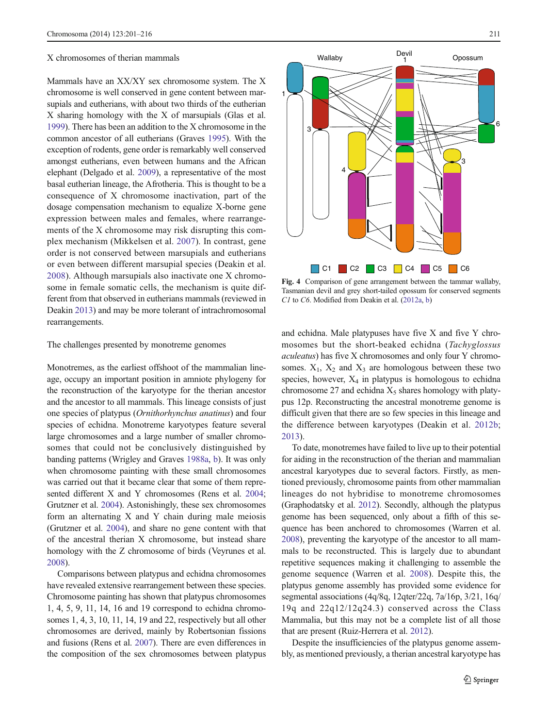X chromosomes of therian mammals

Mammals have an XX/XY sex chromosome system. The X chromosome is well conserved in gene content between marsupials and eutherians, with about two thirds of the eutherian X sharing homology with the X of marsupials (Glas et al. 1999). There has been an addition to the X chromosome in the common ancestor of all eutherians (Graves 1995). With the exception of rodents, gene order is remarkably well conserved amongst eutherians, even between humans and the African elephant (Delgado et al. 2009), a representative of the most basal eutherian lineage, the Afrotheria. This is thought to be a consequence of X chromosome inactivation, part of the dosage compensation mechanism to equalize X-borne gene expression between males and females, where rearrangements of the X chromosome may risk disrupting this complex mechanism (Mikkelsen et al. 2007). In contrast, gene order is not conserved between marsupials and eutherians or even between different marsupial species (Deakin et al. 2008). Although marsupials also inactivate one X chromosome in female somatic cells, the mechanism is quite different from that observed in eutherians mammals (reviewed in Deakin 2013) and may be more tolerant of intrachromosomal rearrangements.

The challenges presented by monotreme genomes

Monotremes, as the earliest offshoot of the mammalian lineage, occupy an important position in amniote phylogeny for the reconstruction of the karyotype for the therian ancestor and the ancestor to all mammals. This lineage consists of just one species of platypus (*Ornithorhynchus anatinus*) and four species of echidna. Monotreme karyotypes feature several large chromosomes and a large number of smaller chromosomes that could not be conclusively distinguished by banding patterns (Wrigley and Graves 1988a, b). It was only when chromosome painting with these small chromosomes was carried out that it became clear that some of them represented different X and Y chromosomes (Rens et al. 2004; Grutzner et al. 2004). Astonishingly, these sex chromosomes form an alternating X and Y chain during male meiosis (Grutzner et al. 2004), and share no gene content with that of the ancestral therian X chromosome, but instead share homology with the Z chromosome of birds (Veyrunes et al. 2008).

Comparisons between platypus and echidna chromosomes have revealed extensive rearrangement between these species. Chromosome painting has shown that platypus chromosomes 1, 4, 5, 9, 11, 14, 16 and 19 correspond to echidna chromosomes 1, 4, 3, 10, 11, 14, 19 and 22, respectively but all other chromosomes are derived, mainly by Robertsonian fissions and fusions (Rens et al. 2007). There are even differences in the composition of the sex chromosomes between platypus and echidna. Male platypuses have five X and five Y chromosomes but the short-beaked echidna (*Tachyglossus aculeatus*) has five X chromosomes and only four Y chromosomes. $X_1$, $X_2$ and $X_3$ are homologous between these two species, however, $X_4$ in platypus is homologous to echidna chromosome 27 and echidna $X_5$ shares homology with platypus 12p. Reconstructing the ancestral monotreme genome is difficult given that there are so few species in this lineage and the difference between karyotypes (Deakin et al. 2012b; 2013).

**Fig. 4** Comparison of gene arrangement between the tammar wallaby, Tasmanian devil and grey short-tailed opossum for conserved segments *C1* to *C6*. Modified from Deakin et al. (2012a, b)

To date, monotremes have failed to live up to their potential for aiding in the reconstruction of the therian and mammalian ancestral karyotypes due to several factors. Firstly, as mentioned previously, chromosome paints from other mammalian lineages do not hybridise to monotreme chromosomes (Graphodatsky et al. 2012). Secondly, although the platypus genome has been sequenced, only about a fifth of this sequence has been anchored to chromosomes (Warren et al. 2008), preventing the karyotype of the ancestor to all mammals to be reconstructed. This is largely due to abundant repetitive sequences making it challenging to assemble the genome sequence (Warren et al. 2008). Despite this, the platypus genome assembly has provided some evidence for segmental associations (4q/8q, 12qter/22q, 7a/16p, 3/21, 16q/19q and 22q12/12q24.3) conserved across the Class Mammalia, but this may not be a complete list of all those that are present (Ruiz-Herrera et al. 2012).

Despite the insufficiencies of the platypus genome assembly, as mentioned previously, a therian ancestral karyotype has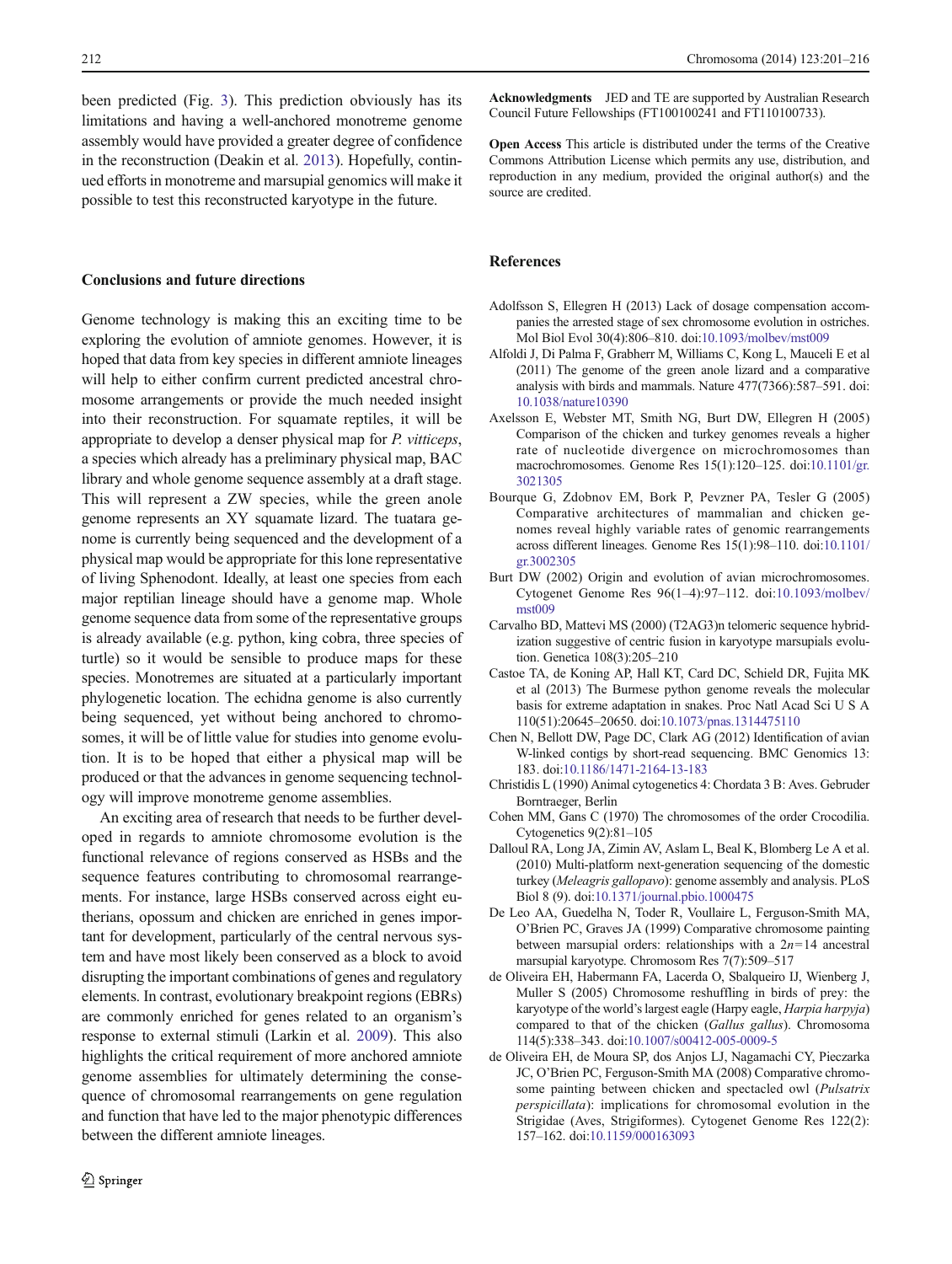been predicted (Fig. 3). This prediction obviously has its limitations and having a well-anchored monotreme genome assembly would have provided a greater degree of confidence in the reconstruction (Deakin et al. 2013). Hopefully, continued efforts in monotreme and marsupial genomics will make it possible to test this reconstructed karyotype in the future.

## Conclusions and future directions

Genome technology is making this an exciting time to be exploring the evolution of amniote genomes. However, it is hoped that data from key species in different amniote lineages will help to either confirm current predicted ancestral chromosome arrangements or provide the much needed insight into their reconstruction. For squamate reptiles, it will be appropriate to develop a denser physical map for *P. vitticeps*, a species which already has a preliminary physical map, BAC library and whole genome sequence assembly at a draft stage. This will represent a ZW species, while the green anole genome represents an XY squamate lizard. The tuatara genome is currently being sequenced and the development of a physical map would be appropriate for this lone representative of living Sphenodont. Ideally, at least one species from each major reptilian lineage should have a genome map. Whole genome sequence data from some of the representative groups is already available (e.g. python, king cobra, three species of turtle) so it would be sensible to produce maps for these species. Monotremes are situated at a particularly important phylogenetic location. The echidna genome is also currently being sequenced, yet without being anchored to chromosomes, it will be of little value for studies into genome evolution. It is to be hoped that either a physical map will be produced or that the advances in genome sequencing technology will improve monotreme genome assemblies.

An exciting area of research that needs to be further developed in regards to amniote chromosome evolution is the functional relevance of regions conserved as HSBs and the sequence features contributing to chromosomal rearrangements. For instance, large HSBs conserved across eight eutherians, opossum and chicken are enriched in genes important for development, particularly of the central nervous system and have most likely been conserved as a block to avoid disrupting the important combinations of genes and regulatory elements. In contrast, evolutionary breakpoint regions (EBRs) are commonly enriched for genes related to an organism's response to external stimuli (Larkin et al. 2009). This also highlights the critical requirement of more anchored amniote genome assemblies for ultimately determining the consequence of chromosomal rearrangements on gene regulation and function that have led to the major phenotypic differences between the different amniote lineages.

**Acknowledgments** JED and TE are supported by Australian Research Council Future Fellowships (FT100100241 and FT110100733).

**Open Access** This article is distributed under the terms of the Creative Commons Attribution License which permits any use, distribution, and reproduction in any medium, provided the original author(s) and the source are credited.

## References

Adolfsson S, Ellegren H (2013) Lack of dosage compensation accompanies the arrested stage of sex chromosome evolution in ostriches. Mol Biol Evol 30(4):806–810. doi:10.1093/molbev/mst009

Alfoldi J, Di Palma F, Grabherr M, Williams C, Kong L, Mauceli E et al (2011) The genome of the green anole lizard and a comparative analysis with birds and mammals. Nature 477(7366):587–591. doi:10.1038/nature10390

Axelsson E, Webster MT, Smith NG, Burt DW, Ellegren H (2005) Comparison of the chicken and turkey genomes reveals a higher rate of nucleotide divergence on microchromosomes than macrochromosomes. Genome Res 15(1):120–125. doi:10.1101/gr.3021305

Bourque G, Zdobnov EM, Bork P, Pevzner PA, Tesler G (2005) Comparative architectures of mammalian and chicken genomes reveal highly variable rates of genomic rearrangements across different lineages. Genome Res 15(1):98–110. doi:10.1101/gr.3002305

Burt DW (2002) Origin and evolution of avian microchromosomes. Cytogenet Genome Res 96(1–4):97–112. doi:10.1093/molbev/mst009

Carvalho BD, Mattevi MS (2000) (T2AG3)n telomeric sequence hybridization suggestive of centric fusion in karyotype marsupials evolution. Genetica 108(3):205–210

Castoe TA, de Koning AP, Hall KT, Card DC, Schield DR, Fujita MK et al (2013) The Burmese python genome reveals the molecular basis for extreme adaptation in snakes. Proc Natl Acad Sci U S A 110(51):20645–20650. doi:10.1073/pnas.1314475110

Chen N, Bellott DW, Page DC, Clark AG (2012) Identification of avian W-linked contigs by short-read sequencing. BMC Genomics 13:183. doi:10.1186/1471-2164-13-183

Christidis L (1990) Animal cytogenetics 4: Chordata 3 B: Aves. Gebruder Borntraeger, Berlin

Cohen MM, Gans C (1970) The chromosomes of the order Crocodilia. Cytogenetics 9(2):81–105

Dalloul RA, Long JA, Zimin AV, Aslam L, Beal K, Blomberg Le A et al. (2010) Multi-platform next-generation sequencing of the domestic turkey (*Meleagris gallopavo*): genome assembly and analysis. PLoS Biol 8 (9). doi:10.1371/journal.pbio.1000475

De Leo AA, Guedelha N, Toder R, Voullaire L, Ferguson-Smith MA, O'Brien PC, Graves JA (1999) Comparative chromosome painting between marsupial orders: relationships with a $2n=14$ ancestral marsupial karyotype. Chromosom Res 7(7):509–517

de Oliveira EH, Habermann FA, Lacerda O, Sbalqueiro IJ, Wienberg J, Muller S (2005) Chromosome reshuffling in birds of prey: the karyotype of the world's largest eagle (Harpy eagle, *Harpia harpyja*) compared to that of the chicken (*Gallus gallus*). Chromosoma 114(5):338–343. doi:10.1007/s00412-005-0009-5

de Oliveira EH, de Moura SP, dos Anjos LJ, Nagamachi CY, Pieczarka JC, O'Brien PC, Ferguson-Smith MA (2008) Comparative chromosome painting between chicken and spectacled owl (*Pulsatrix perspicillata*): implications for chromosomal evolution in the Strigidae (Aves, Strigiformes). Cytogenet Genome Res 122(2):157–162. doi:10.1159/000163093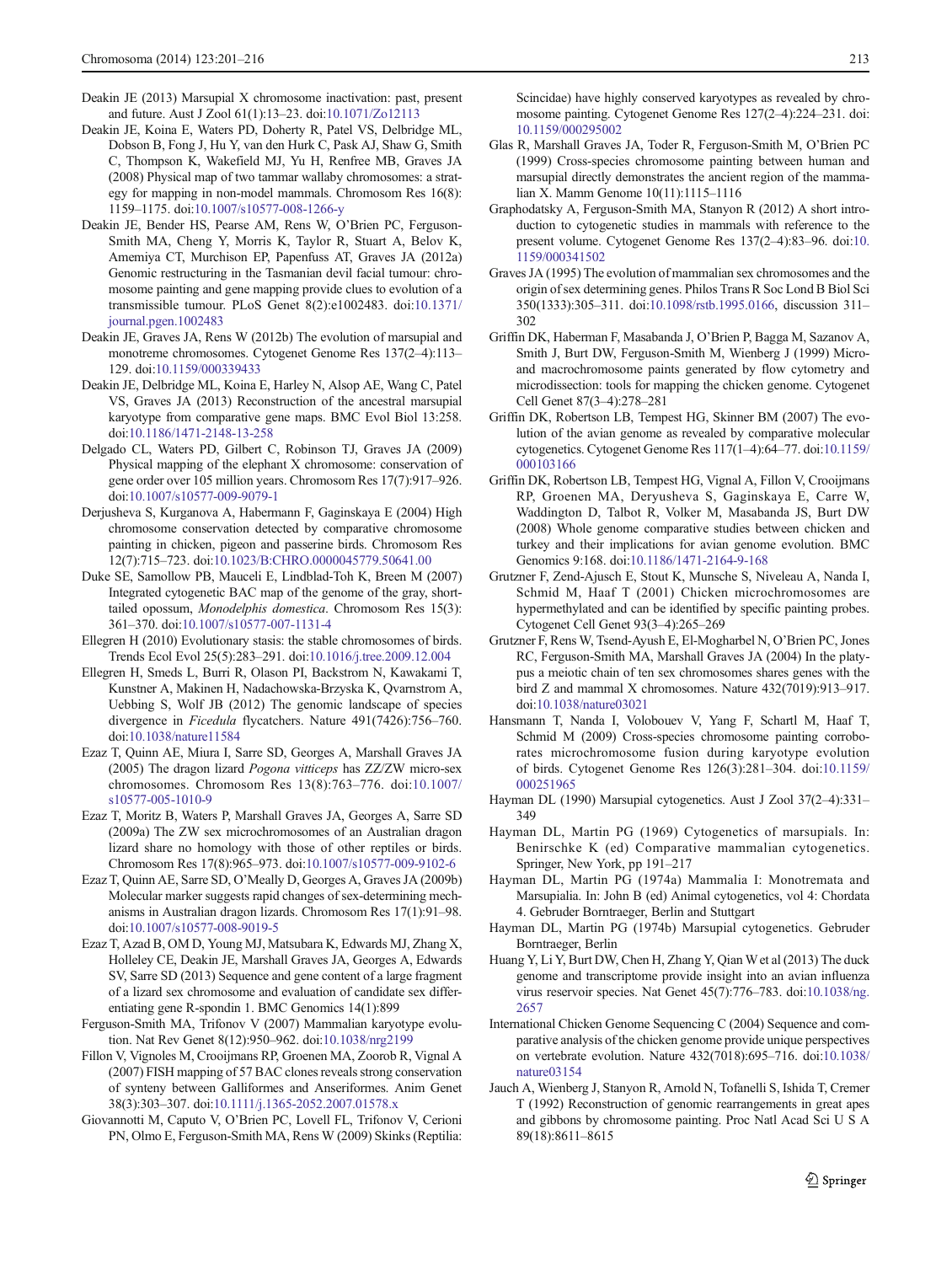Deakin JE (2013) Marsupial X chromosome inactivation: past, present and future. Aust J Zool 61(1):13–23. doi:10.1071/Zo12113

Deakin JE, Koina E, Waters PD, Doherty R, Patel VS, Delbridge ML, Dobson B, Fong J, Hu Y, van den Hurk C, Pask AJ, Shaw G, Smith C, Thompson K, Wakefield MJ, Yu H, Renfree MB, Graves JA (2008) Physical map of two tammar wallaby chromosomes: a strategy for mapping in non-model mammals. Chromosom Res 16(8): 1159–1175. doi:10.1007/s10577-008-1266-y

Deakin JE, Bender HS, Pearse AM, Rens W, O'Brien PC, Ferguson-Smith MA, Cheng Y, Morris K, Taylor R, Stuart A, Belov K, Amemiya CT, Murchison EP, Papenfuss AT, Graves JA (2012a) Genomic restructuring in the Tasmanian devil facial tumour: chromosome painting and gene mapping provide clues to evolution of a transmissible tumour. PLoS Genet 8(2):e1002483. doi:10.1371/journal.pgen.1002483

Deakin JE, Graves JA, Rens W (2012b) The evolution of marsupial and monotreme chromosomes. Cytogenet Genome Res 137(2–4):113–129. doi:10.1159/000339433

Deakin JE, Delbridge ML, Koina E, Harley N, Alsop AE, Wang C, Patel VS, Graves JA (2013) Reconstruction of the ancestral marsupial karyotype from comparative gene maps. BMC Evol Biol 13:258. doi:10.1186/1471-2148-13-258

Delgado CL, Waters PD, Gilbert C, Robinson TJ, Graves JA (2009) Physical mapping of the elephant X chromosome: conservation of gene order over 105 million years. Chromosom Res 17(7):917–926. doi:10.1007/s10577-009-9079-1

Derjusheva S, Kurganova A, Habermann F, Gaginskaya E (2004) High chromosome conservation detected by comparative chromosome painting in chicken, pigeon and passerine birds. Chromosom Res 12(7):715–723. doi:10.1023/B:CHRO.0000045779.50641.00

Duke SE, Samollow PB, Mauceli E, Lindblad-Toh K, Breen M (2007) Integrated cytogenetic BAC map of the genome of the gray, short-tailed opossum, *Monodelphis domestica*. Chromosom Res 15(3): 361–370. doi:10.1007/s10577-007-1131-4

Ellegren H (2010) Evolutionary stasis: the stable chromosomes of birds. Trends Ecol Evol 25(5):283–291. doi:10.1016/j.tree.2009.12.004

Ellegren H, Smeds L, Burri R, Olason PI, Backstrom N, Kawakami T, Kunstner A, Makinen H, Nadachowska-Brzyska K, Qvarnstrom A, Uebbing S, Wolf JB (2012) The genomic landscape of species divergence in *Ficedula* flycatchers. Nature 491(7426):756–760. doi:10.1038/nature11584

Ezaz T, Quinn AE, Miura I, Sarre SD, Georges A, Marshall Graves JA (2005) The dragon lizard *Pogona vitticeps* has ZZ/ZW micro-sex chromosomes. Chromosom Res 13(8):763–776. doi:10.1007/s10577-005-1010-9

Ezaz T, Moritz B, Waters P, Marshall Graves JA, Georges A, Sarre SD (2009a) The ZW sex microchromosomes of an Australian dragon lizard share no homology with those of other reptiles or birds. Chromosom Res 17(8):965–973. doi:10.1007/s10577-009-9102-6

Ezaz T, Quinn AE, Sarre SD, O'Meally D, Georges A, Graves JA (2009b) Molecular marker suggests rapid changes of sex-determining mechanisms in Australian dragon lizards. Chromosom Res 17(1):91–98. doi:10.1007/s10577-008-9019-5

Ezaz T, Azad B, OM D, Young MJ, Matsubara K, Edwards MJ, Zhang X, Holleley CE, Deakin JE, Marshall Graves JA, Georges A, Edwards SV, Sarre SD (2013) Sequence and gene content of a large fragment of a lizard sex chromosome and evaluation of candidate sex differentiating gene R-spondin 1. BMC Genomics 14(1):899

Ferguson-Smith MA, Trifonov V (2007) Mammalian karyotype evolution. Nat Rev Genet 8(12):950–962. doi:10.1038/nrg2199

Fillon V, Vignoles M, Crooijmans RP, Groenen MA, Zoorob R, Vignal A (2007) FISH mapping of 57 BAC clones reveals strong conservation of synteny between Galliformes and Anseriformes. Anim Genet 38(3):303–307. doi:10.1111/j.1365-2052.2007.01578.x

Giovannotti M, Caputo V, O'Brien PC, Lovell FL, Trifonov V, Cerioni PN, Olmo E, Ferguson-Smith MA, Rens W (2009) Skinks (Reptilia: Scincidae) have highly conserved karyotypes as revealed by chromosome painting. Cytogenet Genome Res 127(2–4):224–231. doi:10.1159/000295002

Glas R, Marshall Graves JA, Toder R, Ferguson-Smith M, O'Brien PC (1999) Cross-species chromosome painting between human and marsupial directly demonstrates the ancient region of the mammalian X. Mamm Genome 10(11):1115–1116

Graphodatsky A, Ferguson-Smith MA, Stanyon R (2012) A short introduction to cytogenetic studies in mammals with reference to the present volume. Cytogenet Genome Res 137(2–4):83–96. doi:10.1159/000341502

Graves JA (1995) The evolution of mammalian sex chromosomes and the origin of sex determining genes. Philos Trans R Soc Lond B Biol Sci 350(1333):305–311. doi:10.1098/rstb.1995.0166, discussion 311–302

Griffin DK, Haberman F, Masabanda J, O'Brien P, Bagga M, Sazanov A, Smith J, Burt DW, Ferguson-Smith M, Wienberg J (1999) Micro- and macrochromosome paints generated by flow cytometry and microdissection: tools for mapping the chicken genome. Cytogenet Cell Genet 87(3–4):278–281

Griffin DK, Robertson LB, Tempest HG, Skinner BM (2007) The evolution of the avian genome as revealed by comparative molecular cytogenetics. Cytogenet Genome Res 117(1–4):64–77. doi:10.1159/000103166

Griffin DK, Robertson LB, Tempest HG, Vignal A, Fillon V, Crooijmans RP, Groenen MA, Deryusheva S, Gaginskaya E, Carre W, Waddington D, Talbot R, Volker M, Masabanda JS, Burt DW (2008) Whole genome comparative studies between chicken and turkey and their implications for avian genome evolution. BMC Genomics 9:168. doi:10.1186/1471-2164-9-168

Grutzner F, Zend-Ajusch E, Stout K, Munsche S, Niveleau A, Nanda I, Schmid M, Haaf T (2001) Chicken microchromosomes are hypermethylated and can be identified by specific painting probes. Cytogenet Cell Genet 93(3–4):265–269

Grutzner F, Rens W, Tsend-Ayush E, El-Mogharbel N, O'Brien PC, Jones RC, Ferguson-Smith MA, Marshall Graves JA (2004) In the platypus a meiotic chain of ten sex chromosomes shares genes with the bird Z and mammal X chromosomes. Nature 432(7019):913–917. doi:10.1038/nature03021

Hansmann T, Nanda I, Volobouev V, Yang F, Schartl M, Haaf T, Schmid M (2009) Cross-species chromosome painting corroborates microchromosome fusion during karyotype evolution of birds. Cytogenet Genome Res 126(3):281–304. doi:10.1159/000251965

Hayman DL (1990) Marsupial cytogenetics. Aust J Zool 37(2–4):331–349

Hayman DL, Martin PG (1969) Cytogenetics of marsupials. In: Benirschke K (ed) Comparative mammalian cytogenetics. Springer, New York, pp 191–217

Hayman DL, Martin PG (1974a) Mammalia I: Monotremata and Marsupialia. In: John B (ed) Animal cytogenetics, vol 4: Chordata 4. Gebruder Borntraeger, Berlin and Stuttgart

Hayman DL, Martin PG (1974b) Marsupial cytogenetics. Gebruder Borntraeger, Berlin

Huang Y, Li Y, Burt DW, Chen H, Zhang Y, Qian W et al (2013) The duck genome and transcriptome provide insight into an avian influenza virus reservoir species. Nat Genet 45(7):776–783. doi:10.1038/ng.2657

International Chicken Genome Sequencing C (2004) Sequence and comparative analysis of the chicken genome provide unique perspectives on vertebrate evolution. Nature 432(7018):695–716. doi:10.1038/nature03154

Jauch A, Wienberg J, Stanyon R, Arnold N, Tofanelli S, Ishida T, Cremer T (1992) Reconstruction of genomic rearrangements in great apes and gibbons by chromosome painting. Proc Natl Acad Sci U S A 89(18):8611–8615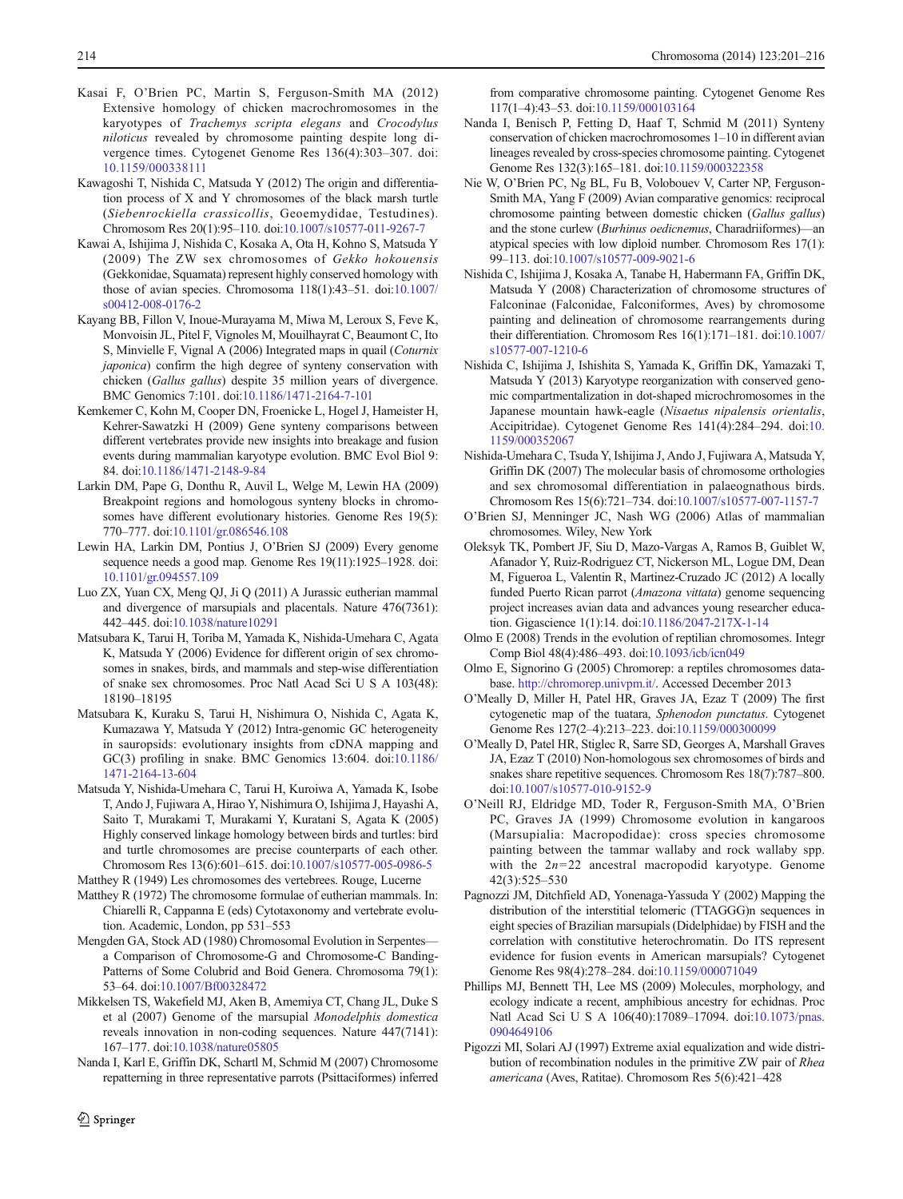Kasai F, O'Brien PC, Martin S, Ferguson-Smith MA (2012) Extensive homology of chicken macrochromosomes in the karyotypes of *Trachemys scripta elegans* and *Crocodylus niloticus* revealed by chromosome painting despite long divergence times. Cytogenet Genome Res 136(4):303–307. doi:10.1159/000338111

Kawagoshi T, Nishida C, Matsuda Y (2012) The origin and differentiation process of X and Y chromosomes of the black marsh turtle (*Siebenrockiella crassicollis*, Geoemydidae, Testudines). Chromosom Res 20(1):95–110. doi:10.1007/s10577-011-9267-7

Kawai A, Ishijima J, Nishida C, Kosaka A, Ota H, Kohno S, Matsuda Y (2009) The ZW sex chromosomes of *Gekko hokouensis* (Gekkonidae, Squamata) represent highly conserved homology with those of avian species. Chromosoma 118(1):43–51. doi:10.1007/s00412-008-0176-2

Kayang BB, Fillon V, Inoue-Murayama M, Miwa M, Leroux S, Feve K, Monvoisin JL, Pitel F, Vignoles M, Mouilhayrat C, Beaumont C, Ito S, Minvielle F, Vignal A (2006) Integrated maps in quail (*Coturnix japonica*) confirm the high degree of synteny conservation with chicken (*Gallus gallus*) despite 35 million years of divergence. BMC Genomics 7:101. doi:10.1186/1471-2164-7-101

Kemkemer C, Kohn M, Cooper DN, Froenicke L, Hogel J, Hameister H, Kehrer-Sawatzki H (2009) Gene synteny comparisons between different vertebrates provide new insights into breakage and fusion events during mammalian karyotype evolution. BMC Evol Biol 9:84. doi:10.1186/1471-2148-9-84

Larkin DM, Pape G, Donthu R, Auvil L, Welge M, Lewin HA (2009) Breakpoint regions and homologous synteny blocks in chromosomes have different evolutionary histories. Genome Res 19(5):770–777. doi:10.1101/gr.086546.108

Lewin HA, Larkin DM, Pontius J, O'Brien SJ (2009) Every genome sequence needs a good map. Genome Res 19(11):1925–1928. doi:10.1101/gr.094557.109

Luo ZX, Yuan CX, Meng QJ, Ji Q (2011) A Jurassic eutherian mammal and divergence of marsupials and placentals. Nature 476(7361):442–445. doi:10.1038/nature10291

Matsubara K, Tarui H, Toriba M, Yamada K, Nishida-Umehara C, Agata K, Matsuda Y (2006) Evidence for different origin of sex chromosomes in snakes, birds, and mammals and step-wise differentiation of snake sex chromosomes. Proc Natl Acad Sci U S A 103(48):18190–18195

Matsubara K, Kuraku S, Tarui H, Nishimura O, Nishida C, Agata K, Kumazawa Y, Matsuda Y (2012) Intra-genomic GC heterogeneity in sauropsids: evolutionary insights from cDNA mapping and GC(3) profiling in snake. BMC Genomics 13:604. doi:10.1186/1471-2164-13-604

Matsuda Y, Nishida-Umehara C, Tarui H, Kuroiwa A, Yamada K, Isobe T, Ando J, Fujiwara A, Hirao Y, Nishimura O, Ishijima J, Hayashi A, Saito T, Murakami T, Murakami Y, Kuratani S, Agata K (2005) Highly conserved linkage homology between birds and turtles: bird and turtle chromosomes are precise counterparts of each other. Chromosom Res 13(6):601–615. doi:10.1007/s10577-005-0986-5

Matthey R (1949) Les chromosomes des vertebrees. Rouge, Lucerne

Matthey R (1972) The chromosome formulae of eutherian mammals. In: Chiarelli R, Cappanna E (eds) Cytotaxonomy and vertebrate evolution. Academic, London, pp 531–553

Mengden GA, Stock AD (1980) Chromosomal Evolution in Serpentes—a Comparison of Chromosome-G and Chromosome-C Banding-Patterns of Some Colubrid and Boid Genera. Chromosoma 79(1):53–64. doi:10.1007/Bf00328472

Mikkelsen TS, Wakefield MJ, Aken B, Amemiya CT, Chang JL, Duke S et al (2007) Genome of the marsupial *Monodelphis domestica* reveals innovation in non-coding sequences. Nature 447(7141):167–177. doi:10.1038/nature05805

Nanda I, Karl E, Griffin DK, Schartl M, Schmid M (2007) Chromosome repatterning in three representative parrots (Psittaciformes) inferred from comparative chromosome painting. Cytogenet Genome Res 117(1–4):43–53. doi:10.1159/000103164

Nanda I, Benisch P, Fetting D, Haaf T, Schmid M (2011) Synteny conservation of chicken macrochromosomes 1–10 in different avian lineages revealed by cross-species chromosome painting. Cytogenet Genome Res 132(3):165–181. doi:10.1159/000322358

Nie W, O'Brien PC, Ng BL, Fu B, Volobouev V, Carter NP, Ferguson-Smith MA, Yang F (2009) Avian comparative genomics: reciprocal chromosome painting between domestic chicken (*Gallus gallus*) and the stone curlew (*Burhinus oedicnemus*, Charadriiformes)—an atypical species with low diploid number. Chromosom Res 17(1):99–113. doi:10.1007/s10577-009-9021-6

Nishida C, Ishijima J, Kosaka A, Tanabe H, Habermann FA, Griffin DK, Matsuda Y (2008) Characterization of chromosome structures of Falconinae (Falconidae, Falconiformes, Aves) by chromosome painting and delineation of chromosome rearrangements during their differentiation. Chromosom Res 16(1):171–181. doi:10.1007/s10577-007-1210-6

Nishida C, Ishijima J, Ishishita S, Yamada K, Griffin DK, Yamazaki T, Matsuda Y (2013) Karyotype reorganization with conserved genomic compartmentalization in dot-shaped microchromosomes in the Japanese mountain hawk-eagle (*Nisaetus nipalensis orientalis*, Accipitridae). Cytogenet Genome Res 141(4):284–294. doi:10.1159/000352067

Nishida-Umehara C, Tsuda Y, Ishijima J, Ando J, Fujiwara A, Matsuda Y, Griffin DK (2007) The molecular basis of chromosome orthologies and sex chromosomal differentiation in palaeognathous birds. Chromosom Res 15(6):721–734. doi:10.1007/s10577-007-1157-7

O'Brien SJ, Menninger JC, Nash WG (2006) Atlas of mammalian chromosomes. Wiley, New York

Oleksyk TK, Pombert JF, Siu D, Mazo-Vargas A, Ramos B, Guiblet W, Afanador Y, Ruiz-Rodriguez CT, Nickerson ML, Logue DM, Dean M, Figueroa L, Valentin R, Martinez-Cruzado JC (2012) A locally funded Puerto Rican parrot (*Amazona vittata*) genome sequencing project increases avian data and advances young researcher education. Gigascience 1(1):14. doi:10.1186/2047-217X-1-14

Olmo E (2008) Trends in the evolution of reptilian chromosomes. Integr Comp Biol 48(4):486–493. doi:10.1093/icb/icn049

Olmo E, Signorino G (2005) Chromorep: a reptiles chromosomes database. http://chromorep.univpm.it/. Accessed December 2013

O'Meally D, Miller H, Patel HR, Graves JA, Ezaz T (2009) The first cytogenetic map of the tuatara, *Sphenodon punctatus*. Cytogenet Genome Res 127(2–4):213–223. doi:10.1159/000300099

O'Meally D, Patel HR, Stiglec R, Sarre SD, Georges A, Marshall Graves JA, Ezaz T (2010) Non-homologous sex chromosomes of birds and snakes share repetitive sequences. Chromosom Res 18(7):787–800. doi:10.1007/s10577-010-9152-9

O'Neill RJ, Eldridge MD, Toder R, Ferguson-Smith MA, O'Brien PC, Graves JA (1999) Chromosome evolution in kangaroos (Marsupialia: Macropodidae): cross species chromosome painting between the tammar wallaby and rock wallaby spp. with the $2n=22$ ancestral macropodid karyotype. Genome 42(3):525–530

Pagnozzi JM, Ditchfield AD, Yonenaga-Yassuda Y (2002) Mapping the distribution of the interstitial telomeric (TTAGGG)n sequences in eight species of Brazilian marsupials (Didelphidae) by FISH and the correlation with constitutive heterochromatin. Do ITS represent evidence for fusion events in American marsupials? Cytogenet Genome Res 98(4):278–284. doi:10.1159/000071049

Phillips MJ, Bennett TH, Lee MS (2009) Molecules, morphology, and ecology indicate a recent, amphibious ancestry for echidnas. Proc Natl Acad Sci U S A 106(40):17089–17094. doi:10.1073/pnas.0904649106

Pigozzi MI, Solari AJ (1997) Extreme axial equalization and wide distribution of recombination nodules in the primitive ZW pair of *Rhea americana* (Aves, Ratitae). Chromosom Res 5(6):421–428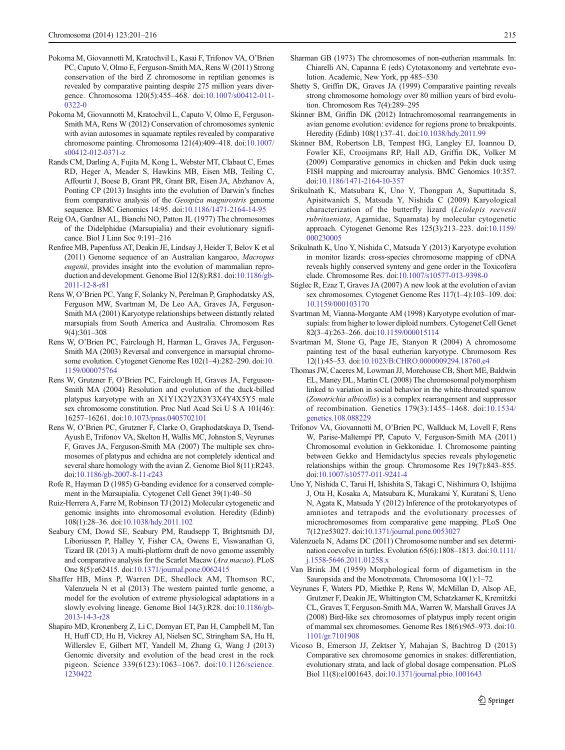Pokorna M, Giovannotti M, Kratochvil L, Kasai F, Trifonov VA, O'Brien PC, Caputo V, Olmo E, Ferguson-Smith MA, Rens W (2011) Strong conservation of the bird Z chromosome in reptilian genomes is revealed by comparative painting despite 275 million years divergence. Chromosoma 120(5):455–468. doi:10.1007/s00412-011-0322-0

Pokorna M, Giovannotti M, Kratochvil L, Caputo V, Olmo E, Ferguson-Smith MA, Rens W (2012) Conservation of chromosomes syntenic with avian autosomes in squamate reptiles revealed by comparative chromosome painting. Chromosoma 121(4):409–418. doi:10.1007/s00412-012-0371-z

Rands CM, Darling A, Fujita M, Kong L, Webster MT, Clabaut C, Emes RD, Heger A, Meader S, Hawkins MB, Eisen MB, Teiling C, Affourtit J, Boese B, Grant PR, Grant BR, Eisen JA, Abzhanov A, Ponting CP (2013) Insights into the evolution of Darwin's finches from comparative analysis of the *Geospiza magnirostris* genome sequence. BMC Genomics 14:95. doi:10.1186/1471-2164-14-95

Reig OA, Gardner AL, Bianchi NO, Patton JL (1977) The chromosomes of the Didelphidae (Marsupialia) and their evolutionary significance. Biol J Linn Soc 9:191–216

Renfree MB, Papenfuss AT, Deakin JE, Lindsay J, Heider T, Belov K et al (2011) Genome sequence of an Australian kangaroo, *Macropus eugenii*, provides insight into the evolution of mammalian reproduction and development. Genome Biol 12(8):R81. doi:10.1186/gb-2011-12-8-r81

Rens W, O'Brien PC, Yang F, Solanky N, Perelman P, Graphodatsky AS, Ferguson MW, Svartman M, De Leo AA, Graves JA, Ferguson-Smith MA (2001) Karyotype relationships between distantly related marsupials from South America and Australia. Chromosom Res 9(4):301–308

Rens W, O'Brien PC, Fairclough H, Harman L, Graves JA, Ferguson-Smith MA (2003) Reversal and convergence in marsupial chromosome evolution. Cytogenet Genome Res 102(1–4):282–290. doi:10.1159/000075764

Rens W, Grutzner F, O'Brien PC, Fairclough H, Graves JA, Ferguson-Smith MA (2004) Resolution and evolution of the duck-billed platypus karyotype with an X1Y1X2Y2X3Y3X4Y4X5Y5 male sex chromosome constitution. Proc Natl Acad Sci U S A 101(46):16257–16261. doi:10.1073/pnas.0405702101

Rens W, O'Brien PC, Grutzner F, Clarke O, Graphodatskaya D, Tsend-Ayush E, Trifonov VA, Skelton H, Wallis MC, Johnston S, Veyrunes F, Graves JA, Ferguson-Smith MA (2007) The multiple sex chromosomes of platypus and echidna are not completely identical and several share homology with the avian Z. Genome Biol 8(11):R243. doi:10.1186/gb-2007-8-11-r243

Rofe R, Hayman D (1985) G-banding evidence for a conserved complement in the Marsupialia. Cytogenet Cell Genet 39(1):40–50

Ruiz-Herrera A, Farre M, Robinson TJ (2012) Molecular cytogenetic and genomic insights into chromosomal evolution. Heredity (Edinb) 108(1):28–36. doi:10.1038/hdy.2011.102

Seabury CM, Dowd SE, Seabury PM, Raudsepp T, Brightsmith DJ, Liboriussen P, Halley Y, Fisher CA, Owens E, Viswanathan G, Tizard IR (2013) A multi-platform draft de novo genome assembly and comparative analysis for the Scarlet Macaw (*Ara macao*). PLoS One 8(5):e62415. doi:10.1371/journal.pone.0062415

Shaffer HB, Minx P, Warren DE, Shedlock AM, Thomson RC, Valenzuela N et al (2013) The western painted turtle genome, a model for the evolution of extreme physiological adaptations in a slowly evolving lineage. Genome Biol 14(3):R28. doi:10.1186/gb-2013-14-3-r28

Shapiro MD, Kronenberg Z, Li C, Domyan ET, Pan H, Campbell M, Tan H, Huff CD, Hu H, Vickrey AI, Nielsen SC, Stringham SA, Hu H, Willerslev E, Gilbert MT, Yandell M, Zhang G, Wang J (2013) Genomic diversity and evolution of the head crest in the rock pigeon. Science 339(6123):1063–1067. doi:10.1126/science.1230422

Sharman GB (1973) The chromosomes of non-eutherian mammals. In: Chiarelli AN, Capanna E (eds) Cytotaxonomy and vertebrate evolution. Academic, New York, pp 485–530

Shetty S, Griffin DK, Graves JA (1999) Comparative painting reveals strong chromosome homology over 80 million years of bird evolution. Chromosom Res 7(4):289–295

Skinner BM, Griffin DK (2012) Intrachromosomal rearrangements in avian genome evolution: evidence for regions prone to breakpoints. Heredity (Edinb) 108(1):37–41. doi:10.1038/hdy.2011.99

Skinner BM, Robertson LB, Tempest HG, Langley EJ, Ioannou D, Fowler KE, Crooijmans RP, Hall AD, Griffin DK, Volker M (2009) Comparative genomics in chicken and Pekin duck using FISH mapping and microarray analysis. BMC Genomics 10:357. doi:10.1186/1471-2164-10-357

Srikulnath K, Matsubara K, Uno Y, Thongpan A, Suputtitada S, Apisitwanich S, Matsuda Y, Nishida C (2009) Karyological characterization of the butterfly lizard (*Leiolepis reevesii rubritaeniata*, Agamidae, Squamata) by molecular cytogenetic approach. Cytogenet Genome Res 125(3):213–223. doi:10.1159/000230005

Srikulnath K, Uno Y, Nishida C, Matsuda Y (2013) Karyotype evolution in monitor lizards: cross-species chromosome mapping of cDNA reveals highly conserved synteny and gene order in the Toxicofera clade. Chromosome Res. doi:10.1007/s10577-013-9398-0

Stiglec R, Ezaz T, Graves JA (2007) A new look at the evolution of avian sex chromosomes. Cytogenet Genome Res 117(1–4):103–109. doi:10.1159/000103170

Svartman M, Vianna-Morgante AM (1998) Karyotype evolution of marsupials: from higher to lower diploid numbers. Cytogenet Cell Genet 82(3–4):263–266. doi:10.1159/000015114

Svartman M, Stone G, Page JE, Stanyon R (2004) A chromosome painting test of the basal eutherian karyotype. Chromosom Res 12(1):45–53. doi:10.1023/B:CHRO.0000009294.18760.e4

Thomas JW, Caceres M, Lowman JJ, Morehouse CB, Short ME, Baldwin EL, Maney DL, Martin CL (2008) The chromosomal polymorphism linked to variation in social behavior in the white-throated sparrow (*Zonotrichia albicollis*) is a complex rearrangement and suppressor of recombination. Genetics 179(3):1455–1468. doi:10.1534/genetics.108.088229

Trifonov VA, Giovannotti M, O'Brien PC, Wallduck M, Lovell F, Rens W, Parise-Maltempi PP, Caputo V, Ferguson-Smith MA (2011) Chromosomal evolution in Gekkonidae. I. Chromosome painting between Gekko and Hemidactylus species reveals phylogenetic relationships within the group. Chromosome Res 19(7):843–855. doi:10.1007/s10577-011-9241-4

Uno Y, Nishida C, Tarui H, Ishishita S, Takagi C, Nishimura O, Ishijima J, Ota H, Kosaka A, Matsubara K, Murakami Y, Kuratani S, Ueno N, Agata K, Matsuda Y (2012) Inference of the protokaryotypes of amniotes and tetrapods and the evolutionary processes of microchromosomes from comparative gene mapping. PLoS One 7(12):e53027. doi:10.1371/journal.pone.0053027

Valenzuela N, Adams DC (2011) Chromosome number and sex determination coevolve in turtles. Evolution 65(6):1808–1813. doi:10.1111/j.1558-5646.2011.01258.x

Van Brink JM (1959) Morphological form of digametism in the Sauropsida and the Monotremata. Chromosoma 10(1):1–72

Veyrunes F, Waters PD, Miethke P, Rens W, McMillan D, Alsop AE, Grutzner F, Deakin JE, Whittington CM, Schatzkamer K, Kremitzki CL, Graves T, Ferguson-Smith MA, Warren W, Marshall Graves JA (2008) Bird-like sex chromosomes of platypus imply recent origin of mammal sex chromosomes. Genome Res 18(6):965–973. doi:10.1101/gr.7101908

Vicoso B, Emerson JJ, Zektser Y, Mahajan S, Bachtrog D (2013) Comparative sex chromosome genomics in snakes: differentiation, evolutionary strata, and lack of global dosage compensation. PLoS Biol 11(8):e1001643. doi:10.1371/journal.pbio.1001643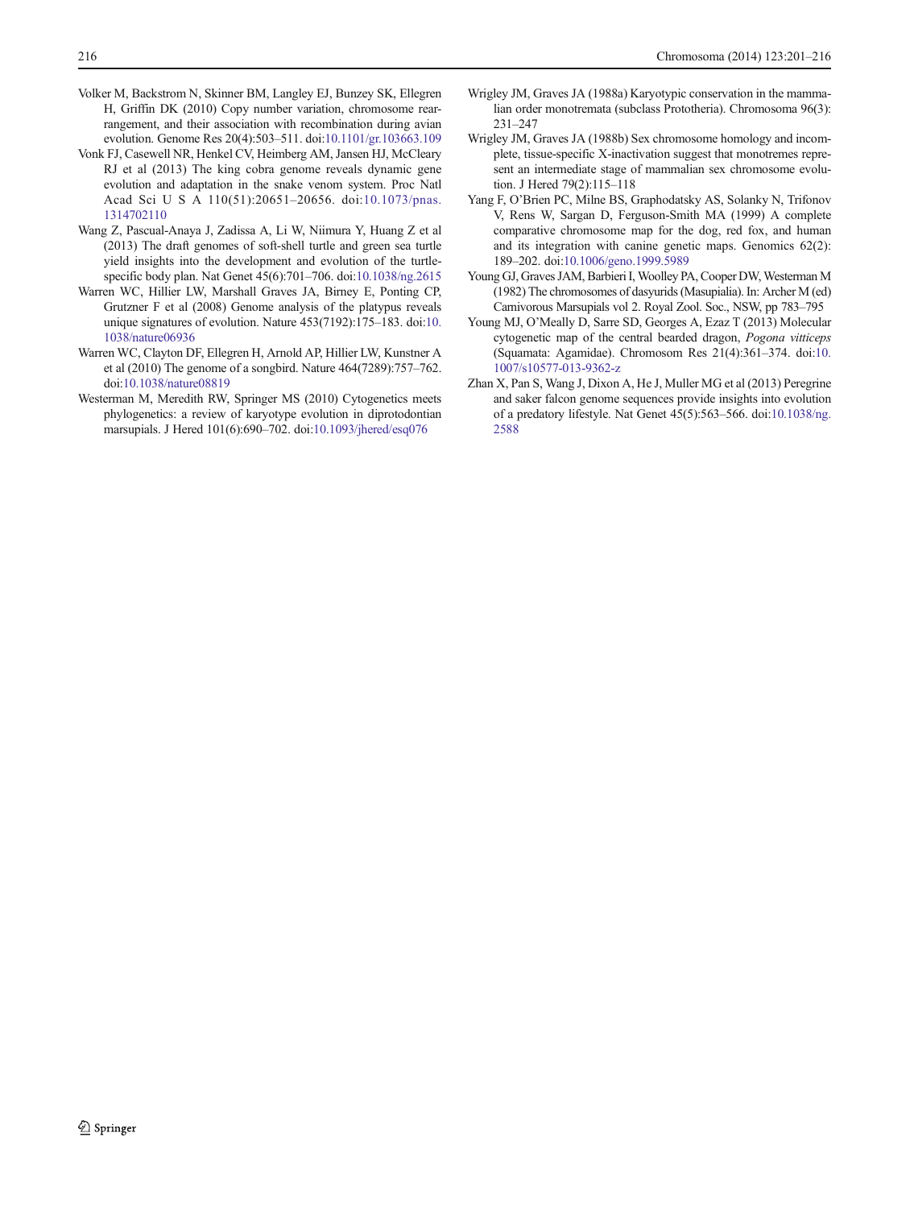Volker M, Backstrom N, Skinner BM, Langley EJ, Bunzey SK, Ellegren H, Griffin DK (2010) Copy number variation, chromosome rearrangement, and their association with recombination during avian evolution. Genome Res 20(4):503–511. doi:10.1101/gr.103663.109

Vonk FJ, Casewell NR, Henkel CV, Heimberg AM, Jansen HJ, McCleary RJ et al (2013) The king cobra genome reveals dynamic gene evolution and adaptation in the snake venom system. Proc Natl Acad Sci U S A 110(51):20651–20656. doi:10.1073/pnas.1314702110

Wang Z, Pascual-Anaya J, Zadissa A, Li W, Niimura Y, Huang Z et al (2013) The draft genomes of soft-shell turtle and green sea turtle yield insights into the development and evolution of the turtle-specific body plan. Nat Genet 45(6):701–706. doi:10.1038/ng.2615

Warren WC, Hillier LW, Marshall Graves JA, Birney E, Ponting CP, Grutzner F et al (2008) Genome analysis of the platypus reveals unique signatures of evolution. Nature 453(7192):175–183. doi:10.1038/nature06936

Warren WC, Clayton DF, Ellegren H, Arnold AP, Hillier LW, Kunstner A et al (2010) The genome of a songbird. Nature 464(7289):757–762. doi:10.1038/nature08819

Westerman M, Meredith RW, Springer MS (2010) Cytogenetics meets phylogenetics: a review of karyotype evolution in diprotodontian marsupials. J Hered 101(6):690–702. doi:10.1093/jhered/esq076

Wrigley JM, Graves JA (1988a) Karyotypic conservation in the mammalian order monotremata (subclass Prototheria). Chromosoma 96(3): 231–247

Wrigley JM, Graves JA (1988b) Sex chromosome homology and incomplete, tissue-specific X-inactivation suggest that monotremes represent an intermediate stage of mammalian sex chromosome evolution. J Hered 79(2):115–118

Yang F, O'Brien PC, Milne BS, Graphodatsky AS, Solanky N, Trifonov V, Rens W, Sargan D, Ferguson-Smith MA (1999) A complete comparative chromosome map for the dog, red fox, and human and its integration with canine genetic maps. Genomics 62(2): 189–202. doi:10.1006/geno.1999.5989

Young GJ, Graves JAM, Barbieri I, Woolley PA, Cooper DW, Westerman M (1982) The chromosomes of dasyurids (Masupialia). In: Archer M (ed) Carnivorous Marsupials vol 2. Royal Zool. Soc., NSW, pp 783–795

Young MJ, O'Meally D, Sarre SD, Georges A, Ezaz T (2013) Molecular cytogenetic map of the central bearded dragon, *Pogona vitticeps* (Squamata: Agamidae). Chromosom Res 21(4):361–374. doi:10.1007/s10577-013-9362-z

Zhan X, Pan S, Wang J, Dixon A, He J, Muller MG et al (2013) Peregrine and saker falcon genome sequences provide insights into evolution of a predatory lifestyle. Nat Genet 45(5):563–566. doi:10.1038/ng.2588